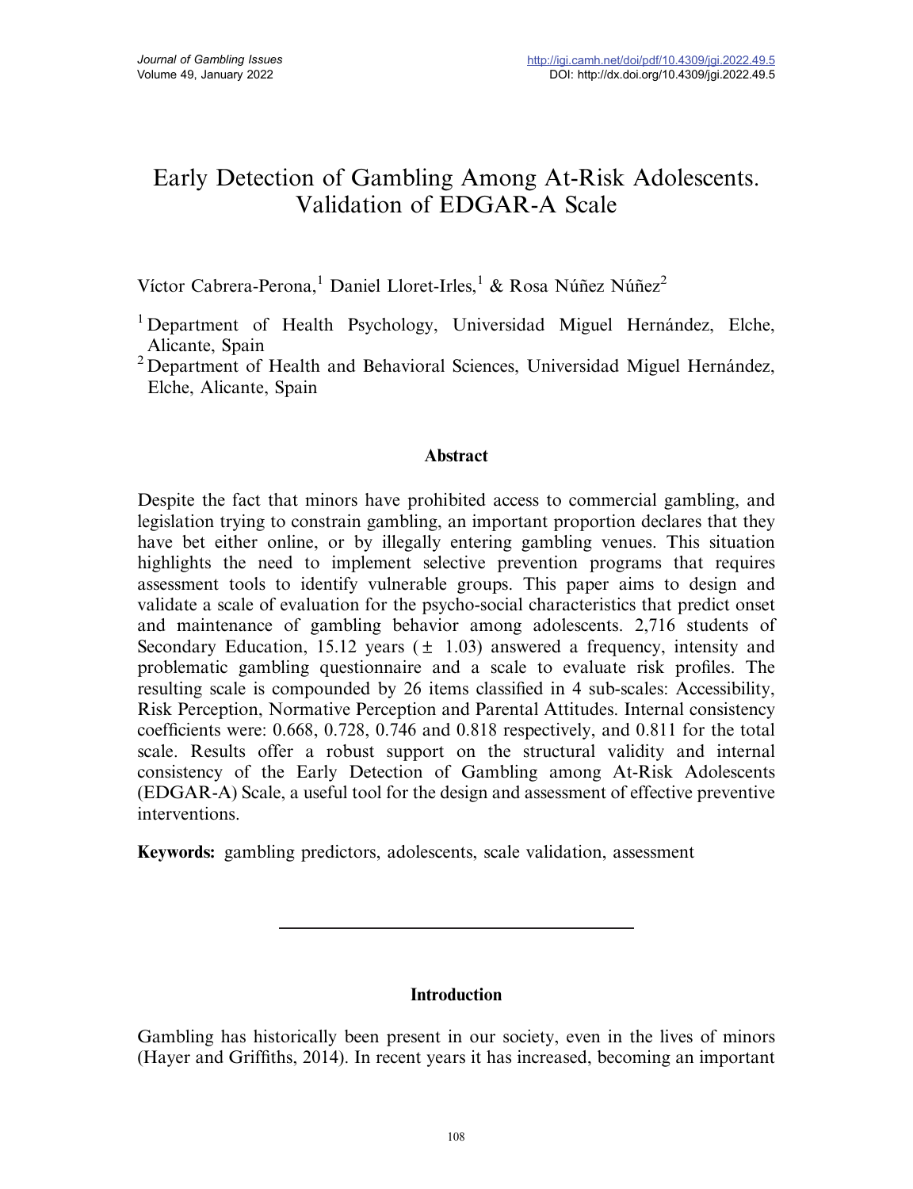# Early Detection of Gambling Among At-Risk Adolescents. Validation of EDGAR-A Scale

Víctor Cabrera-Perona,[1] Daniel Lloret-Irles,[1] & Rosa Núñez Núñez[2]

[1] Department of Health Psychology, Universidad Miguel Hernández, Elche, Alicante, Spain

[2] Department of Health and Behavioral Sciences, Universidad Miguel Hernández, Elche, Alicante, Spain

## Abstract

Despite the fact that minors have prohibited access to commercial gambling, and legislation trying to constrain gambling, an important proportion declares that they have bet either online, or by illegally entering gambling venues. This situation highlights the need to implement selective prevention programs that requires assessment tools to identify vulnerable groups. This paper aims to design and validate a scale of evaluation for the psycho-social characteristics that predict onset and maintenance of gambling behavior among adolescents. 2,716 students of Secondary Education, 15.12 years ($\pm$ 1.03) answered a frequency, intensity and problematic gambling questionnaire and a scale to evaluate risk profiles. The resulting scale is compounded by 26 items classified in 4 sub-scales: Accessibility, Risk Perception, Normative Perception and Parental Attitudes. Internal consistency coefficients were: 0.668, 0.728, 0.746 and 0.818 respectively, and 0.811 for the total scale. Results offer a robust support on the structural validity and internal consistency of the Early Detection of Gambling among At-Risk Adolescents (EDGAR-A) Scale, a useful tool for the design and assessment of effective preventive interventions.

**Keywords:** gambling predictors, adolescents, scale validation, assessment

## Introduction

Gambling has historically been present in our society, even in the lives of minors (Hayer and Griffiths, 2014). In recent years it has increased, becoming an important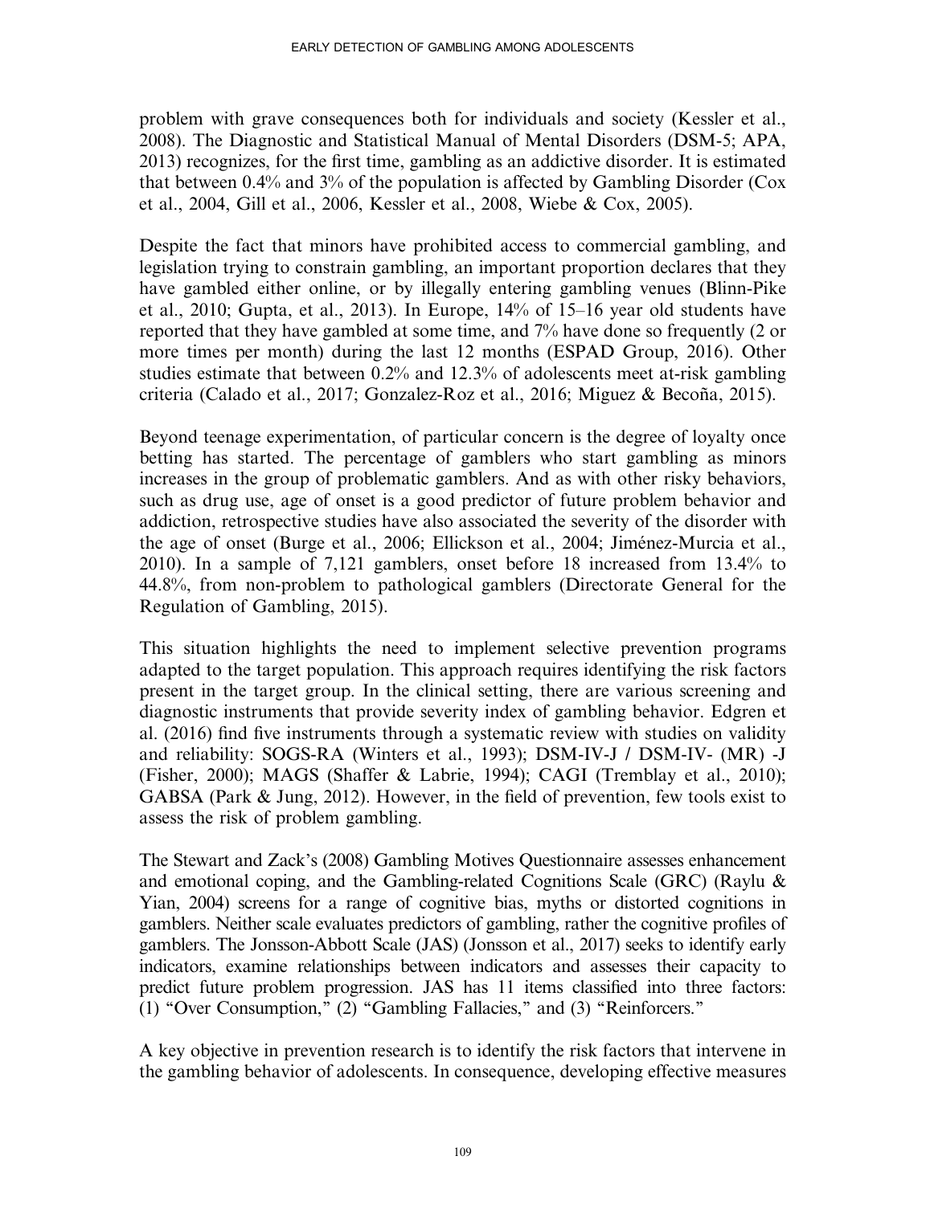problem with grave consequences both for individuals and society (Kessler et al., 2008). The Diagnostic and Statistical Manual of Mental Disorders (DSM-5; APA, 2013) recognizes, for the first time, gambling as an addictive disorder. It is estimated that between 0.4% and 3% of the population is affected by Gambling Disorder (Cox et al., 2004, Gill et al., 2006, Kessler et al., 2008, Wiebe & Cox, 2005).

Despite the fact that minors have prohibited access to commercial gambling, and legislation trying to constrain gambling, an important proportion declares that they have gambled either online, or by illegally entering gambling venues (Blinn-Pike et al., 2010; Gupta, et al., 2013). In Europe, 14% of 15–16 year old students have reported that they have gambled at some time, and 7% have done so frequently (2 or more times per month) during the last 12 months (ESPAD Group, 2016). Other studies estimate that between 0.2% and 12.3% of adolescents meet at-risk gambling criteria (Calado et al., 2017; Gonzalez-Roz et al., 2016; Miguez & Becoña, 2015).

Beyond teenage experimentation, of particular concern is the degree of loyalty once betting has started. The percentage of gamblers who start gambling as minors increases in the group of problematic gamblers. And as with other risky behaviors, such as drug use, age of onset is a good predictor of future problem behavior and addiction, retrospective studies have also associated the severity of the disorder with the age of onset (Burge et al., 2006; Ellickson et al., 2004; Jiménez-Murcia et al., 2010). In a sample of 7,121 gamblers, onset before 18 increased from 13.4% to 44.8%, from non-problem to pathological gamblers (Directorate General for the Regulation of Gambling, 2015).

This situation highlights the need to implement selective prevention programs adapted to the target population. This approach requires identifying the risk factors present in the target group. In the clinical setting, there are various screening and diagnostic instruments that provide severity index of gambling behavior. Edgren et al. (2016) find five instruments through a systematic review with studies on validity and reliability: SOGS-RA (Winters et al., 1993); DSM-IV-J / DSM-IV- (MR) -J (Fisher, 2000); MAGS (Shaffer & Labrie, 1994); CAGI (Tremblay et al., 2010); GABSA (Park & Jung, 2012). However, in the field of prevention, few tools exist to assess the risk of problem gambling.

The Stewart and Zack's (2008) Gambling Motives Questionnaire assesses enhancement and emotional coping, and the Gambling-related Cognitions Scale (GRC) (Raylu & Yian, 2004) screens for a range of cognitive bias, myths or distorted cognitions in gamblers. Neither scale evaluates predictors of gambling, rather the cognitive profiles of gamblers. The Jonsson-Abbott Scale (JAS) (Jonsson et al., 2017) seeks to identify early indicators, examine relationships between indicators and assesses their capacity to predict future problem progression. JAS has 11 items classified into three factors: (1) "Over Consumption," (2) "Gambling Fallacies," and (3) "Reinforcers."

A key objective in prevention research is to identify the risk factors that intervene in the gambling behavior of adolescents. In consequence, developing effective measures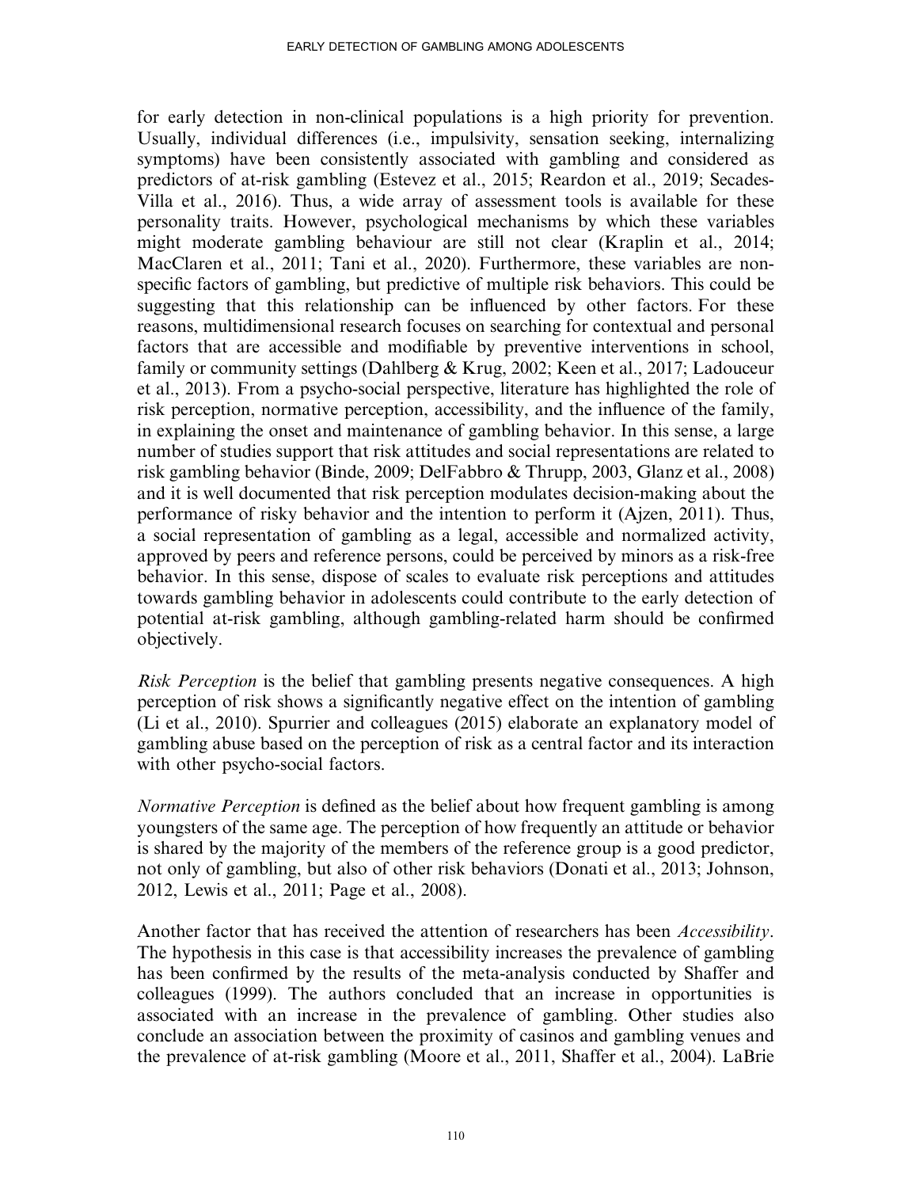for early detection in non-clinical populations is a high priority for prevention. Usually, individual differences (i.e., impulsivity, sensation seeking, internalizing symptoms) have been consistently associated with gambling and considered as predictors of at-risk gambling (Estevez et al., 2015; Reardon et al., 2019; Secades-Villa et al., 2016). Thus, a wide array of assessment tools is available for these personality traits. However, psychological mechanisms by which these variables might moderate gambling behaviour are still not clear (Kraplin et al., 2014; MacClaren et al., 2011; Tani et al., 2020). Furthermore, these variables are non-specific factors of gambling, but predictive of multiple risk behaviors. This could be suggesting that this relationship can be influenced by other factors. For these reasons, multidimensional research focuses on searching for contextual and personal factors that are accessible and modifiable by preventive interventions in school, family or community settings (Dahlberg & Krug, 2002; Keen et al., 2017; Ladouceur et al., 2013). From a psycho-social perspective, literature has highlighted the role of risk perception, normative perception, accessibility, and the influence of the family, in explaining the onset and maintenance of gambling behavior. In this sense, a large number of studies support that risk attitudes and social representations are related to risk gambling behavior (Binde, 2009; DelFabbro & Thrupp, 2003, Glanz et al., 2008) and it is well documented that risk perception modulates decision-making about the performance of risky behavior and the intention to perform it (Ajzen, 2011). Thus, a social representation of gambling as a legal, accessible and normalized activity, approved by peers and reference persons, could be perceived by minors as a risk-free behavior. In this sense, dispose of scales to evaluate risk perceptions and attitudes towards gambling behavior in adolescents could contribute to the early detection of potential at-risk gambling, although gambling-related harm should be confirmed objectively.

*Risk Perception* is the belief that gambling presents negative consequences. A high perception of risk shows a significantly negative effect on the intention of gambling (Li et al., 2010). Spurrier and colleagues (2015) elaborate an explanatory model of gambling abuse based on the perception of risk as a central factor and its interaction with other psycho-social factors.

*Normative Perception* is defined as the belief about how frequent gambling is among youngsters of the same age. The perception of how frequently an attitude or behavior is shared by the majority of the members of the reference group is a good predictor, not only of gambling, but also of other risk behaviors (Donati et al., 2013; Johnson, 2012, Lewis et al., 2011; Page et al., 2008).

Another factor that has received the attention of researchers has been *Accessibility*. The hypothesis in this case is that accessibility increases the prevalence of gambling has been confirmed by the results of the meta-analysis conducted by Shaffer and colleagues (1999). The authors concluded that an increase in opportunities is associated with an increase in the prevalence of gambling. Other studies also conclude an association between the proximity of casinos and gambling venues and the prevalence of at-risk gambling (Moore et al., 2011, Shaffer et al., 2004). LaBrie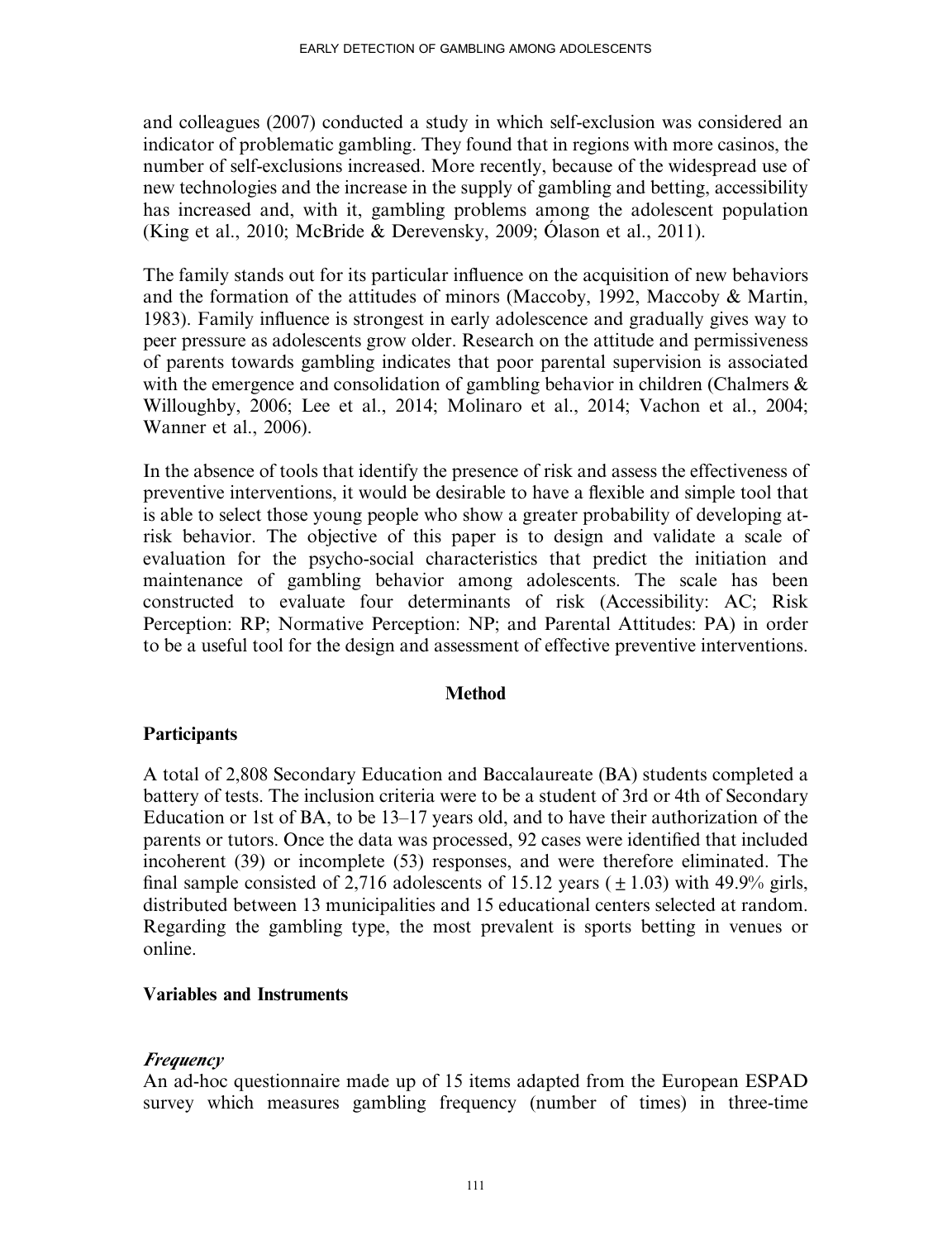and colleagues (2007) conducted a study in which self-exclusion was considered an indicator of problematic gambling. They found that in regions with more casinos, the number of self-exclusions increased. More recently, because of the widespread use of new technologies and the increase in the supply of gambling and betting, accessibility has increased and, with it, gambling problems among the adolescent population (King et al., 2010; McBride & Derevensky, 2009; Ólason et al., 2011).

The family stands out for its particular influence on the acquisition of new behaviors and the formation of the attitudes of minors (Maccoby, 1992, Maccoby & Martin, 1983). Family influence is strongest in early adolescence and gradually gives way to peer pressure as adolescents grow older. Research on the attitude and permissiveness of parents towards gambling indicates that poor parental supervision is associated with the emergence and consolidation of gambling behavior in children (Chalmers & Willoughby, 2006; Lee et al., 2014; Molinaro et al., 2014; Vachon et al., 2004; Wanner et al., 2006).

In the absence of tools that identify the presence of risk and assess the effectiveness of preventive interventions, it would be desirable to have a flexible and simple tool that is able to select those young people who show a greater probability of developing at-risk behavior. The objective of this paper is to design and validate a scale of evaluation for the psycho-social characteristics that predict the initiation and maintenance of gambling behavior among adolescents. The scale has been constructed to evaluate four determinants of risk (Accessibility: AC; Risk Perception: RP; Normative Perception: NP; and Parental Attitudes: PA) in order to be a useful tool for the design and assessment of effective preventive interventions.

## Method

### Participants

A total of 2,808 Secondary Education and Baccalaureate (BA) students completed a battery of tests. The inclusion criteria were to be a student of 3rd or 4th of Secondary Education or 1st of BA, to be 13–17 years old, and to have their authorization of the parents or tutors. Once the data was processed, 92 cases were identified that included incoherent (39) or incomplete (53) responses, and were therefore eliminated. The final sample consisted of 2,716 adolescents of 15.12 years ($\pm 1.03$) with 49.9% girls, distributed between 13 municipalities and 15 educational centers selected at random. Regarding the gambling type, the most prevalent is sports betting in venues or online.

### Variables and Instruments

#### *Frequency*

An ad-hoc questionnaire made up of 15 items adapted from the European ESPAD survey which measures gambling frequency (number of times) in three-time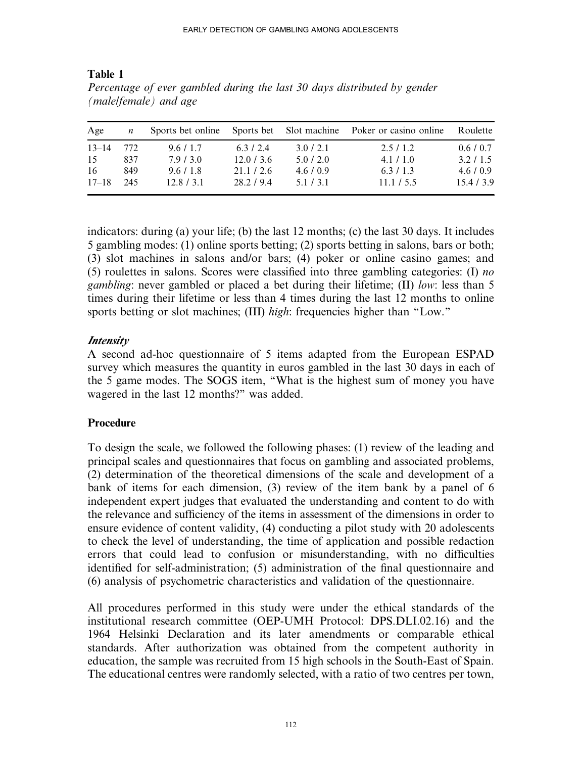**Table 1**
*Percentage of ever gambled during the last 30 days distributed by gender (male/female) and age*

| Age | $n$ | Sports bet online | Sports bet | Slot machine | Poker or casino online | Roulette |
|---|---|---|---|---|---|---|
| 13–14 | 772 | 9.6 / 1.7 | 6.3 / 2.4 | 3.0 / 2.1 | 2.5 / 1.2 | 0.6 / 0.7 |
| 15 | 837 | 7.9 / 3.0 | 12.0 / 3.6 | 5.0 / 2.0 | 4.1 / 1.0 | 3.2 / 1.5 |
| 16 | 849 | 9.6 / 1.8 | 21.1 / 2.6 | 4.6 / 0.9 | 6.3 / 1.3 | 4.6 / 0.9 |
| 17–18 | 245 | 12.8 / 3.1 | 28.2 / 9.4 | 5.1 / 3.1 | 11.1 / 5.5 | 15.4 / 3.9 |

indicators: during (a) your life; (b) the last 12 months; (c) the last 30 days. It includes 5 gambling modes: (1) online sports betting; (2) sports betting in salons, bars or both; (3) slot machines in salons and/or bars; (4) poker or online casino games; and (5) roulettes in salons. Scores were classified into three gambling categories: (I) *no gambling*: never gambled or placed a bet during their lifetime; (II) *low*: less than 5 times during their lifetime or less than 4 times during the last 12 months to online sports betting or slot machines; (III) *high*: frequencies higher than "Low."

### *Intensity*

A second ad-hoc questionnaire of 5 items adapted from the European ESPAD survey which measures the quantity in euros gambled in the last 30 days in each of the 5 game modes. The SOGS item, "What is the highest sum of money you have wagered in the last 12 months?" was added.

## Procedure

To design the scale, we followed the following phases: (1) review of the leading and principal scales and questionnaires that focus on gambling and associated problems, (2) determination of the theoretical dimensions of the scale and development of a bank of items for each dimension, (3) review of the item bank by a panel of 6 independent expert judges that evaluated the understanding and content to do with the relevance and sufficiency of the items in assessment of the dimensions in order to ensure evidence of content validity, (4) conducting a pilot study with 20 adolescents to check the level of understanding, the time of application and possible redaction errors that could lead to confusion or misunderstanding, with no difficulties identified for self-administration; (5) administration of the final questionnaire and (6) analysis of psychometric characteristics and validation of the questionnaire.

All procedures performed in this study were under the ethical standards of the institutional research committee (OEP-UMH Protocol: DPS.DLI.02.16) and the 1964 Helsinki Declaration and its later amendments or comparable ethical standards. After authorization was obtained from the competent authority in education, the sample was recruited from 15 high schools in the South-East of Spain. The educational centres were randomly selected, with a ratio of two centres per town,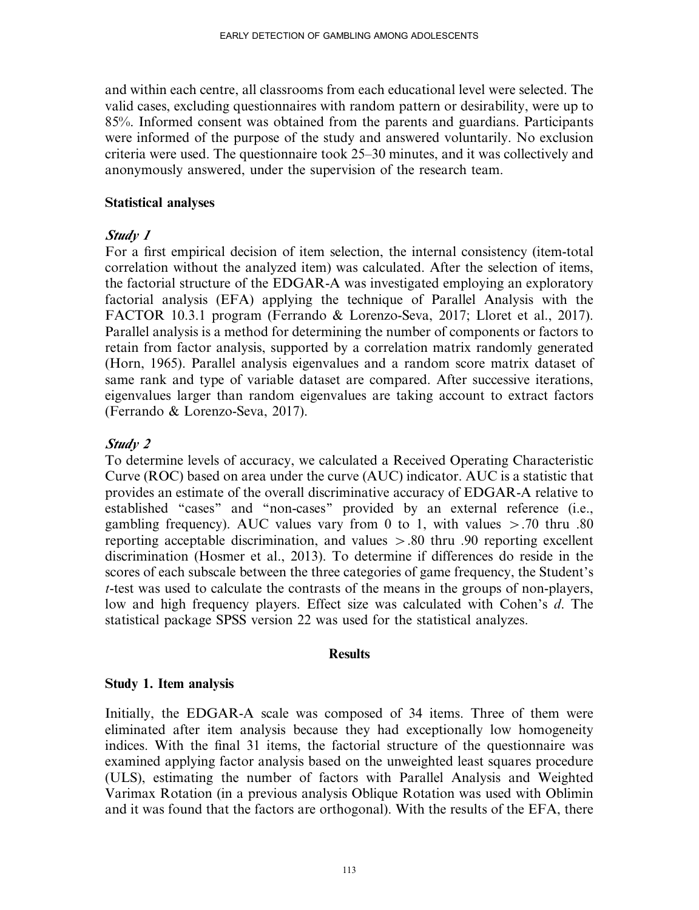and within each centre, all classrooms from each educational level were selected. The valid cases, excluding questionnaires with random pattern or desirability, were up to 85%. Informed consent was obtained from the parents and guardians. Participants were informed of the purpose of the study and answered voluntarily. No exclusion criteria were used. The questionnaire took 25–30 minutes, and it was collectively and anonymously answered, under the supervision of the research team.

### Statistical analyses

#### *Study 1*

For a first empirical decision of item selection, the internal consistency (item-total correlation without the analyzed item) was calculated. After the selection of items, the factorial structure of the EDGAR-A was investigated employing an exploratory factorial analysis (EFA) applying the technique of Parallel Analysis with the FACTOR 10.3.1 program (Ferrando & Lorenzo-Seva, 2017; Lloret et al., 2017). Parallel analysis is a method for determining the number of components or factors to retain from factor analysis, supported by a correlation matrix randomly generated (Horn, 1965). Parallel analysis eigenvalues and a random score matrix dataset of same rank and type of variable dataset are compared. After successive iterations, eigenvalues larger than random eigenvalues are taking account to extract factors (Ferrando & Lorenzo-Seva, 2017).

#### *Study 2*

To determine levels of accuracy, we calculated a Received Operating Characteristic Curve (ROC) based on area under the curve (AUC) indicator. AUC is a statistic that provides an estimate of the overall discriminative accuracy of EDGAR-A relative to established "cases" and "non-cases" provided by an external reference (i.e., gambling frequency). AUC values vary from 0 to 1, with values $> .70$ thru .80 reporting acceptable discrimination, and values $> .80$ thru .90 reporting excellent discrimination (Hosmer et al., 2013). To determine if differences do reside in the scores of each subscale between the three categories of game frequency, the Student's *t*-test was used to calculate the contrasts of the means in the groups of non-players, low and high frequency players. Effect size was calculated with Cohen's *d*. The statistical package SPSS version 22 was used for the statistical analyzes.

## Results

### Study 1. Item analysis

Initially, the EDGAR-A scale was composed of 34 items. Three of them were eliminated after item analysis because they had exceptionally low homogeneity indices. With the final 31 items, the factorial structure of the questionnaire was examined applying factor analysis based on the unweighted least squares procedure (ULS), estimating the number of factors with Parallel Analysis and Weighted Varimax Rotation (in a previous analysis Oblique Rotation was used with Oblimin and it was found that the factors are orthogonal). With the results of the EFA, there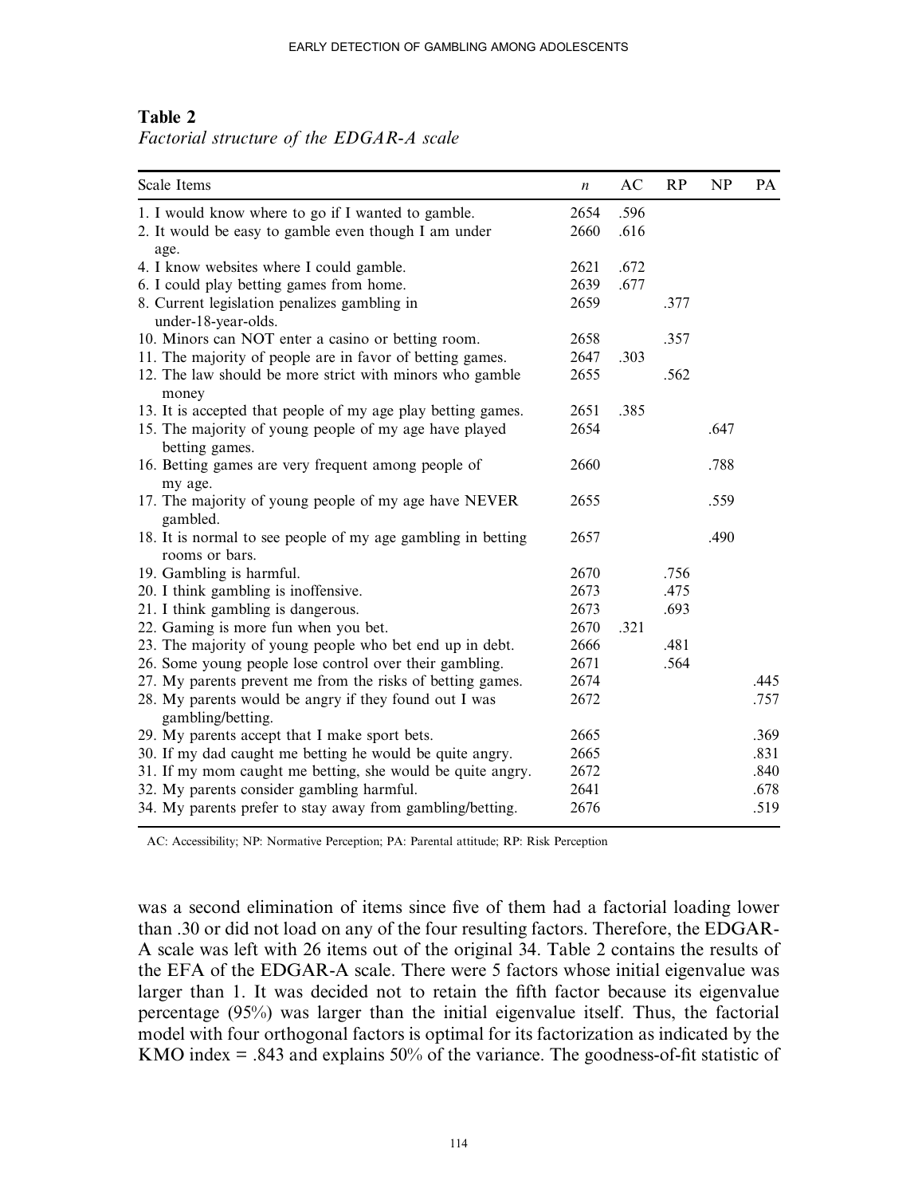**Table 2**
*Factorial structure of the EDGAR-A scale*

| Scale Items | *n* | AC | RP | NP | PA |
|---|---|---|---|---|---|
| 1. I would know where to go if I wanted to gamble. | 2654 | .596 | | | |
| 2. It would be easy to gamble even though I am under age. | 2660 | .616 | | | |
| 4. I know websites where I could gamble. | 2621 | .672 | | | |
| 6. I could play betting games from home. | 2639 | .677 | | | |
| 8. Current legislation penalizes gambling in under-18-year-olds. | 2659 | | .377 | | |
| 10. Minors can NOT enter a casino or betting room. | 2658 | | .357 | | |
| 11. The majority of people are in favor of betting games. | 2647 | .303 | | | |
| 12. The law should be more strict with minors who gamble money | 2655 | | .562 | | |
| 13. It is accepted that people of my age play betting games. | 2651 | .385 | | | |
| 15. The majority of young people of my age have played betting games. | 2654 | | | .647 | |
| 16. Betting games are very frequent among people of my age. | 2660 | | | .788 | |
| 17. The majority of young people of my age have NEVER gambled. | 2655 | | | .559 | |
| 18. It is normal to see people of my age gambling in betting rooms or bars. | 2657 | | | .490 | |
| 19. Gambling is harmful. | 2670 | | .756 | | |
| 20. I think gambling is inoffensive. | 2673 | | .475 | | |
| 21. I think gambling is dangerous. | 2673 | | .693 | | |
| 22. Gaming is more fun when you bet. | 2670 | .321 | | | |
| 23. The majority of young people who bet end up in debt. | 2666 | | .481 | | |
| 26. Some young people lose control over their gambling. | 2671 | | .564 | | |
| 27. My parents prevent me from the risks of betting games. | 2674 | | | | .445 |
| 28. My parents would be angry if they found out I was gambling/betting. | 2672 | | | | .757 |
| 29. My parents accept that I make sport bets. | 2665 | | | | .369 |
| 30. If my dad caught me betting he would be quite angry. | 2665 | | | | .831 |
| 31. If my mom caught me betting, she would be quite angry. | 2672 | | | | .840 |
| 32. My parents consider gambling harmful. | 2641 | | | | .678 |
| 34. My parents prefer to stay away from gambling/betting. | 2676 | | | | .519 |

AC: Accessibility; NP: Normative Perception; PA: Parental attitude; RP: Risk Perception

was a second elimination of items since five of them had a factorial loading lower than .30 or did not load on any of the four resulting factors. Therefore, the EDGAR-A scale was left with 26 items out of the original 34. Table 2 contains the results of the EFA of the EDGAR-A scale. There were 5 factors whose initial eigenvalue was larger than 1. It was decided not to retain the fifth factor because its eigenvalue percentage (95%) was larger than the initial eigenvalue itself. Thus, the factorial model with four orthogonal factors is optimal for its factorization as indicated by the KMO index = .843 and explains 50% of the variance. The goodness-of-fit statistic of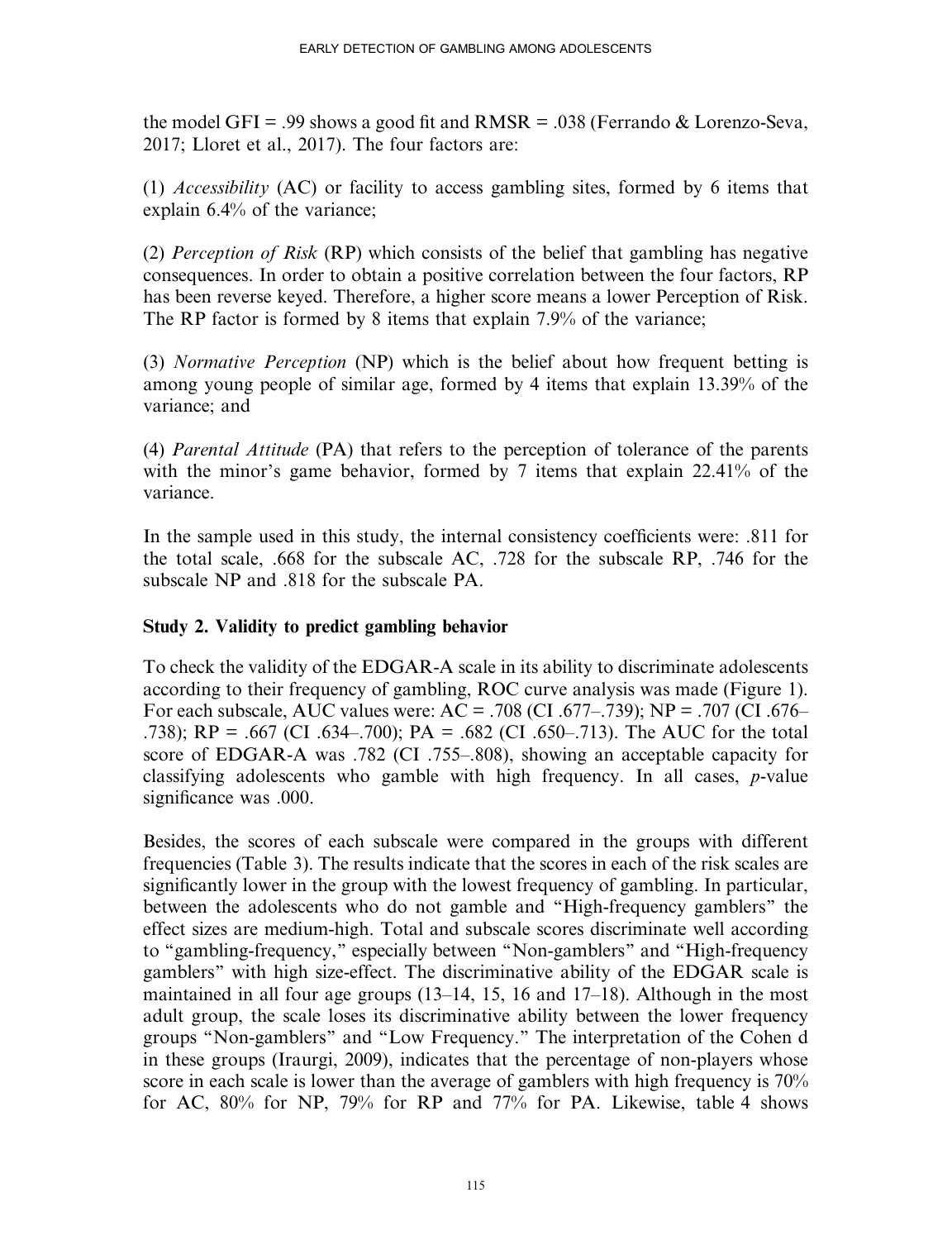the model GFI = .99 shows a good fit and RMSR = .038 (Ferrando & Lorenzo-Seva, 2017; Lloret et al., 2017). The four factors are:

(1) *Accessibility* (AC) or facility to access gambling sites, formed by 6 items that explain 6.4% of the variance;

(2) *Perception of Risk* (RP) which consists of the belief that gambling has negative consequences. In order to obtain a positive correlation between the four factors, RP has been reverse keyed. Therefore, a higher score means a lower Perception of Risk. The RP factor is formed by 8 items that explain 7.9% of the variance;

(3) *Normative Perception* (NP) which is the belief about how frequent betting is among young people of similar age, formed by 4 items that explain 13.39% of the variance; and

(4) *Parental Attitude* (PA) that refers to the perception of tolerance of the parents with the minor's game behavior, formed by 7 items that explain 22.41% of the variance.

In the sample used in this study, the internal consistency coefficients were: .811 for the total scale, .668 for the subscale AC, .728 for the subscale RP, .746 for the subscale NP and .818 for the subscale PA.

### Study 2. Validity to predict gambling behavior

To check the validity of the EDGAR-A scale in its ability to discriminate adolescents according to their frequency of gambling, ROC curve analysis was made (Figure 1). For each subscale, AUC values were: AC = .708 (CI .677–.739); NP = .707 (CI .676–.738); RP = .667 (CI .634–.700); PA = .682 (CI .650–.713). The AUC for the total score of EDGAR-A was .782 (CI .755–.808), showing an acceptable capacity for classifying adolescents who gamble with high frequency. In all cases, *p*-value significance was .000.

Besides, the scores of each subscale were compared in the groups with different frequencies (Table 3). The results indicate that the scores in each of the risk scales are significantly lower in the group with the lowest frequency of gambling. In particular, between the adolescents who do not gamble and "High-frequency gamblers" the effect sizes are medium-high. Total and subscale scores discriminate well according to "gambling-frequency," especially between "Non-gamblers" and "High-frequency gamblers" with high size-effect. The discriminative ability of the EDGAR scale is maintained in all four age groups (13–14, 15, 16 and 17–18). Although in the most adult group, the scale loses its discriminative ability between the lower frequency groups "Non-gamblers" and "Low Frequency." The interpretation of the Cohen d in these groups (Iraurgi, 2009), indicates that the percentage of non-players whose score in each scale is lower than the average of gamblers with high frequency is 70% for AC, 80% for NP, 79% for RP and 77% for PA. Likewise, table 4 shows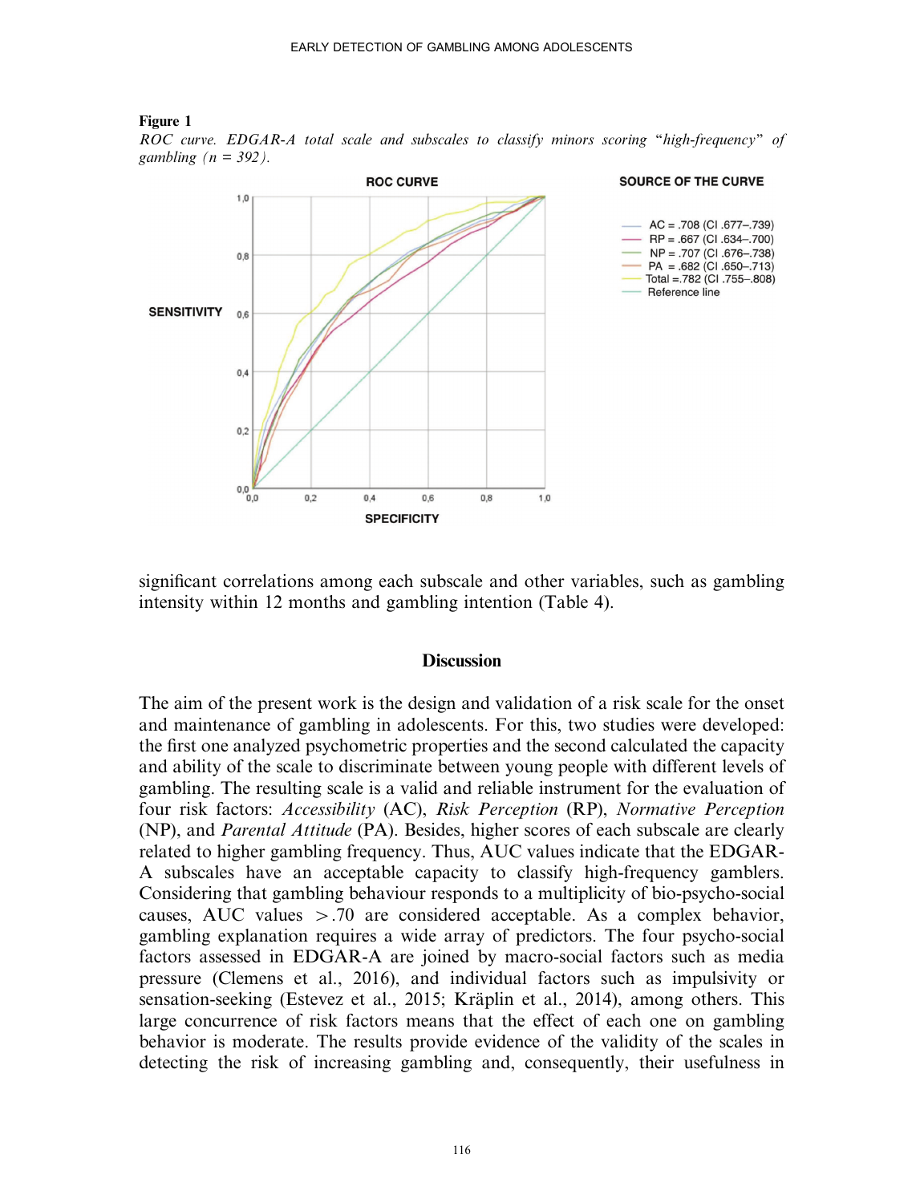**Figure 1**

*ROC curve. EDGAR-A total scale and subscales to classify minors scoring "high-frequency" of gambling (n = 392).*

significant correlations among each subscale and other variables, such as gambling intensity within 12 months and gambling intention (Table 4).

## Discussion

The aim of the present work is the design and validation of a risk scale for the onset and maintenance of gambling in adolescents. For this, two studies were developed: the first one analyzed psychometric properties and the second calculated the capacity and ability of the scale to discriminate between young people with different levels of gambling. The resulting scale is a valid and reliable instrument for the evaluation of four risk factors: *Accessibility* (AC), *Risk Perception* (RP), *Normative Perception* (NP), and *Parental Attitude* (PA). Besides, higher scores of each subscale are clearly related to higher gambling frequency. Thus, AUC values indicate that the EDGAR-A subscales have an acceptable capacity to classify high-frequency gamblers. Considering that gambling behaviour responds to a multiplicity of bio-psycho-social causes, AUC values >.70 are considered acceptable. As a complex behavior, gambling explanation requires a wide array of predictors. The four psycho-social factors assessed in EDGAR-A are joined by macro-social factors such as media pressure (Clemens et al., 2016), and individual factors such as impulsivity or sensation-seeking (Estevez et al., 2015; Kräplin et al., 2014), among others. This large concurrence of risk factors means that the effect of each one on gambling behavior is moderate. The results provide evidence of the validity of the scales in detecting the risk of increasing gambling and, consequently, their usefulness in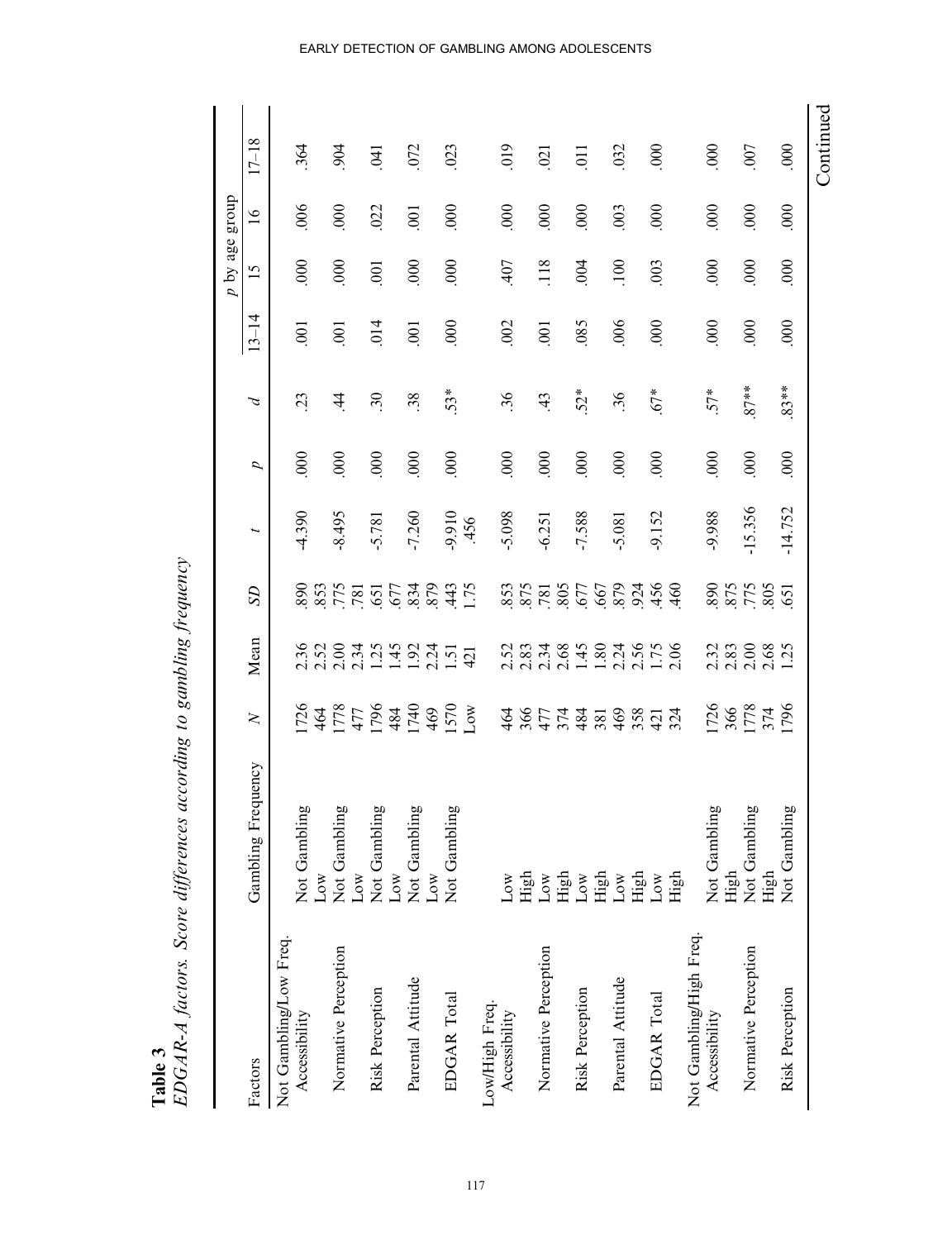**Table 3**
*EDGAR-A factors. Score differences according to gambling frequency*

| Factors | Gambling Frequency | *N* | Mean | *SD* | *t* | *p* | *d* | 13–14 | 15 | 16 | 17–18 |
|---|---|---|---|---|---|---|---|---|---|---|---|
| | | | | | | | | *p* by age group | | | |
| Not Gambling/Low Freq. | | | | | | | | | | | |
| Accessibility | Not Gambling | 1726 | 2.36 | .890 | -4.390 | .000 | .23 | .001 | .000 | .006 | .364 |
| | Low | 464 | 2.52 | .853 | | | | | | | |
| Normative Perception | Not Gambling | 1778 | 2.00 | .775 | -8.495 | .000 | .44 | .001 | .000 | .000 | .904 |
| | Low | 477 | 2.34 | .781 | | | | | | | |
| Risk Perception | Not Gambling | 1796 | 1.25 | .651 | -5.781 | .000 | .30 | .014 | .001 | .022 | .041 |
| | Low | 484 | 1.45 | .677 | | | | | | | |
| Parental Attitude | Not Gambling | 1740 | 1.92 | .834 | -7.260 | .000 | .38 | .001 | .000 | .001 | .072 |
| | Low | 469 | 2.24 | .879 | | | | | | | |
| EDGAR Total | Not Gambling | 1570 | 1.51 | .443 | -9.910 | .000 | .53* | .000 | .000 | .000 | .023 |
| | | Low | 421 | 1.75 | .456 | | | | | | |
| Low/High Freq. | | | | | | | | | | | |
| Accessibility | Low | 464 | 2.52 | .853 | -5.098 | .000 | .36 | .002 | .407 | .000 | .019 |
| | High | 366 | 2.83 | .875 | | | | | | | |
| Normative Perception | Low | 477 | 2.34 | .781 | -6.251 | .000 | .43 | .001 | .118 | .000 | .021 |
| | High | 374 | 2.68 | .805 | | | | | | | |
| Risk Perception | Low | 484 | 1.45 | .677 | -7.588 | .000 | .52* | .085 | .004 | .000 | .011 |
| | High | 381 | 1.80 | .667 | | | | | | | |
| Parental Attitude | Low | 469 | 2.24 | .879 | -5.081 | .000 | .36 | .006 | .100 | .003 | .032 |
| | High | 358 | 2.56 | .924 | | | | | | | |
| EDGAR Total | Low | 421 | 1.75 | .456 | -9.152 | .000 | .67* | .000 | .003 | .000 | .000 |
| | High | 324 | 2.06 | .460 | | | | | | | |
| Not Gambling/High Freq. | | | | | | | | | | | |
| Accessibility | Not Gambling | 1726 | 2.32 | .890 | -9.988 | .000 | .57* | .000 | .000 | .000 | .000 |
| | High | 366 | 2.83 | .875 | | | | | | | |
| Normative Perception | Not Gambling | 1778 | 2.00 | .775 | -15.356 | .000 | .87** | .000 | .000 | .000 | .007 |
| | High | 374 | 2.68 | .805 | | | | | | | |
| Risk Perception | Not Gambling | 1796 | 1.25 | .651 | -14.752 | .000 | .83** | .000 | .000 | .000 | .000 |

Continued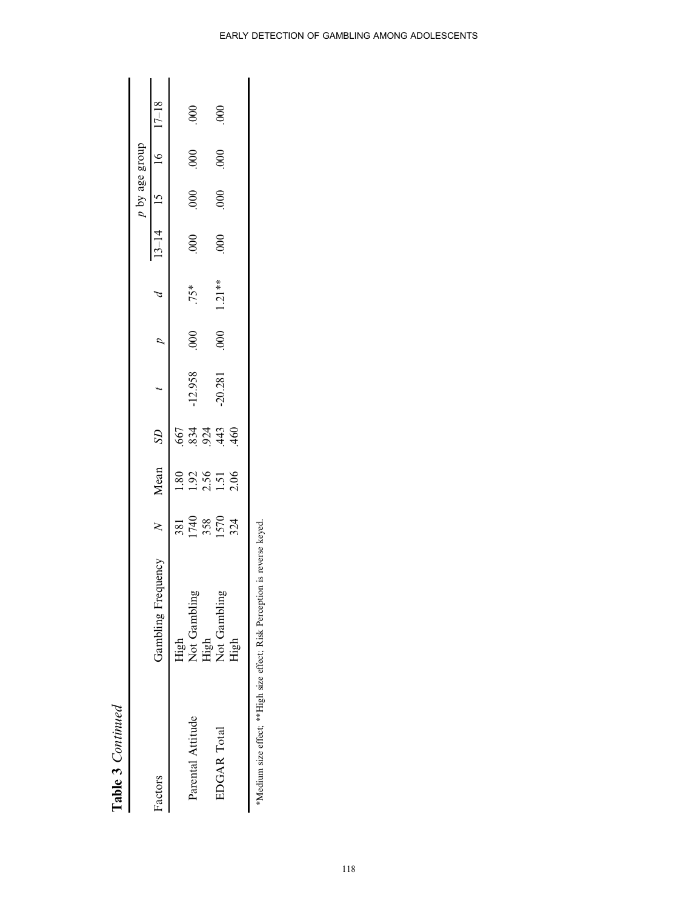**Table 3** *Continued*

| Factors | Gambling Frequency | *N* | Mean | *SD* | *t* | *p* | *d* | *p* by age group 13–14 | 15 | 16 | 17–18 |
|---|---|---|---|---|---|---|---|---|---|---|---|
| | High | 381 | 1.80 | .667 | | | | | | | |
| Parental Attitude | Not Gambling | 1740 | 1.92 | .834 | -12.958 | .000 | .75* | .000 | .000 | .000 | .000 |
| | High | 358 | 2.56 | .924 | | | | | | | |
| EDGAR Total | Not Gambling | 1570 | 1.51 | .443 | -20.281 | .000 | 1.21** | .000 | .000 | .000 | .000 |
| | High | 324 | 2.06 | .460 | | | | | | | |

*Medium size effect; **High size effect; Risk Perception is reverse keyed.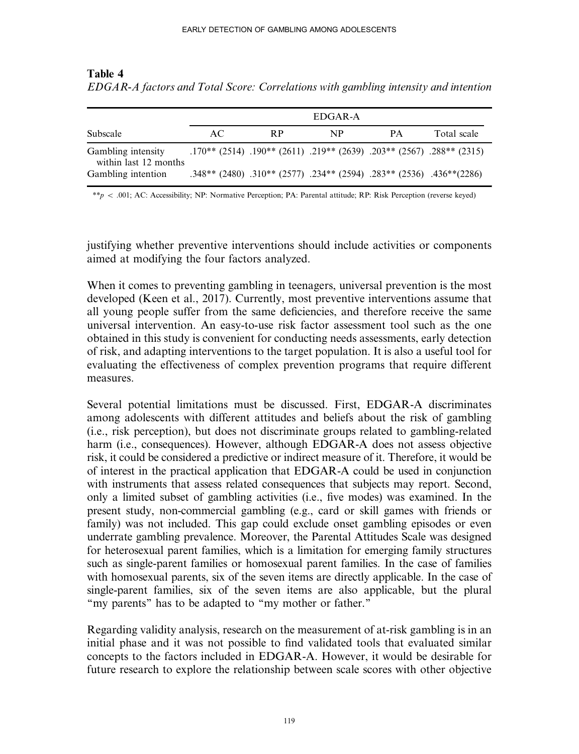**Table 4**

*EDGAR-A factors and Total Score: Correlations with gambling intensity and intention*

| | EDGAR-A | | | | |
|---|---|---|---|---|---|
| Subscale | AC | RP | NP | PA | Total scale |
| Gambling intensity within last 12 months | .170** (2514) | .190** (2611) | .219** (2639) | .203** (2567) | .288** (2315) |
| Gambling intention | .348** (2480) | .310** (2577) | .234** (2594) | .283** (2536) | .436**(2286) |

** $p < .001$; AC: Accessibility; NP: Normative Perception; PA: Parental attitude; RP: Risk Perception (reverse keyed)

justifying whether preventive interventions should include activities or components aimed at modifying the four factors analyzed.

When it comes to preventing gambling in teenagers, universal prevention is the most developed (Keen et al., 2017). Currently, most preventive interventions assume that all young people suffer from the same deficiencies, and therefore receive the same universal intervention. An easy-to-use risk factor assessment tool such as the one obtained in this study is convenient for conducting needs assessments, early detection of risk, and adapting interventions to the target population. It is also a useful tool for evaluating the effectiveness of complex prevention programs that require different measures.

Several potential limitations must be discussed. First, EDGAR-A discriminates among adolescents with different attitudes and beliefs about the risk of gambling (i.e., risk perception), but does not discriminate groups related to gambling-related harm (i.e., consequences). However, although EDGAR-A does not assess objective risk, it could be considered a predictive or indirect measure of it. Therefore, it would be of interest in the practical application that EDGAR-A could be used in conjunction with instruments that assess related consequences that subjects may report. Second, only a limited subset of gambling activities (i.e., five modes) was examined. In the present study, non-commercial gambling (e.g., card or skill games with friends or family) was not included. This gap could exclude onset gambling episodes or even underrate gambling prevalence. Moreover, the Parental Attitudes Scale was designed for heterosexual parent families, which is a limitation for emerging family structures such as single-parent families or homosexual parent families. In the case of families with homosexual parents, six of the seven items are directly applicable. In the case of single-parent families, six of the seven items are also applicable, but the plural "my parents" has to be adapted to "my mother or father."

Regarding validity analysis, research on the measurement of at-risk gambling is in an initial phase and it was not possible to find validated tools that evaluated similar concepts to the factors included in EDGAR-A. However, it would be desirable for future research to explore the relationship between scale scores with other objective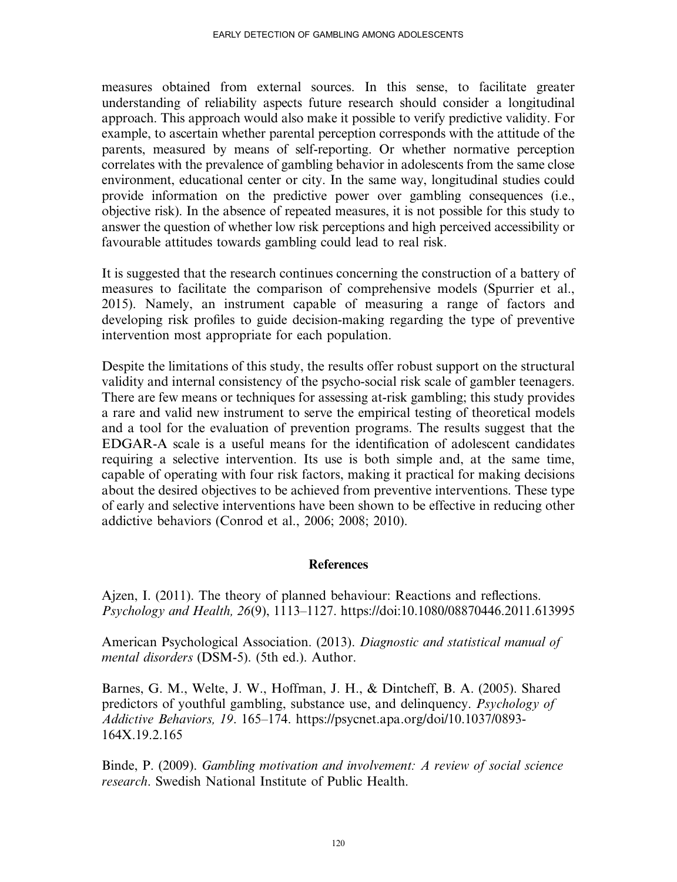measures obtained from external sources. In this sense, to facilitate greater understanding of reliability aspects future research should consider a longitudinal approach. This approach would also make it possible to verify predictive validity. For example, to ascertain whether parental perception corresponds with the attitude of the parents, measured by means of self-reporting. Or whether normative perception correlates with the prevalence of gambling behavior in adolescents from the same close environment, educational center or city. In the same way, longitudinal studies could provide information on the predictive power over gambling consequences (i.e., objective risk). In the absence of repeated measures, it is not possible for this study to answer the question of whether low risk perceptions and high perceived accessibility or favourable attitudes towards gambling could lead to real risk.

It is suggested that the research continues concerning the construction of a battery of measures to facilitate the comparison of comprehensive models (Spurrier et al., 2015). Namely, an instrument capable of measuring a range of factors and developing risk profiles to guide decision-making regarding the type of preventive intervention most appropriate for each population.

Despite the limitations of this study, the results offer robust support on the structural validity and internal consistency of the psycho-social risk scale of gambler teenagers. There are few means or techniques for assessing at-risk gambling; this study provides a rare and valid new instrument to serve the empirical testing of theoretical models and a tool for the evaluation of prevention programs. The results suggest that the EDGAR-A scale is a useful means for the identification of adolescent candidates requiring a selective intervention. Its use is both simple and, at the same time, capable of operating with four risk factors, making it practical for making decisions about the desired objectives to be achieved from preventive interventions. These type of early and selective interventions have been shown to be effective in reducing other addictive behaviors (Conrod et al., 2006; 2008; 2010).

## References

Ajzen, I. (2011). The theory of planned behaviour: Reactions and reflections. *Psychology and Health, 26*(9), 1113–1127. https://doi:10.1080/08870446.2011.613995

American Psychological Association. (2013). *Diagnostic and statistical manual of mental disorders* (DSM-5). (5th ed.). Author.

Barnes, G. M., Welte, J. W., Hoffman, J. H., & Dintcheff, B. A. (2005). Shared predictors of youthful gambling, substance use, and delinquency. *Psychology of Addictive Behaviors, 19*. 165–174. https://psycnet.apa.org/doi/10.1037/0893-164X.19.2.165

Binde, P. (2009). *Gambling motivation and involvement: A review of social science research*. Swedish National Institute of Public Health.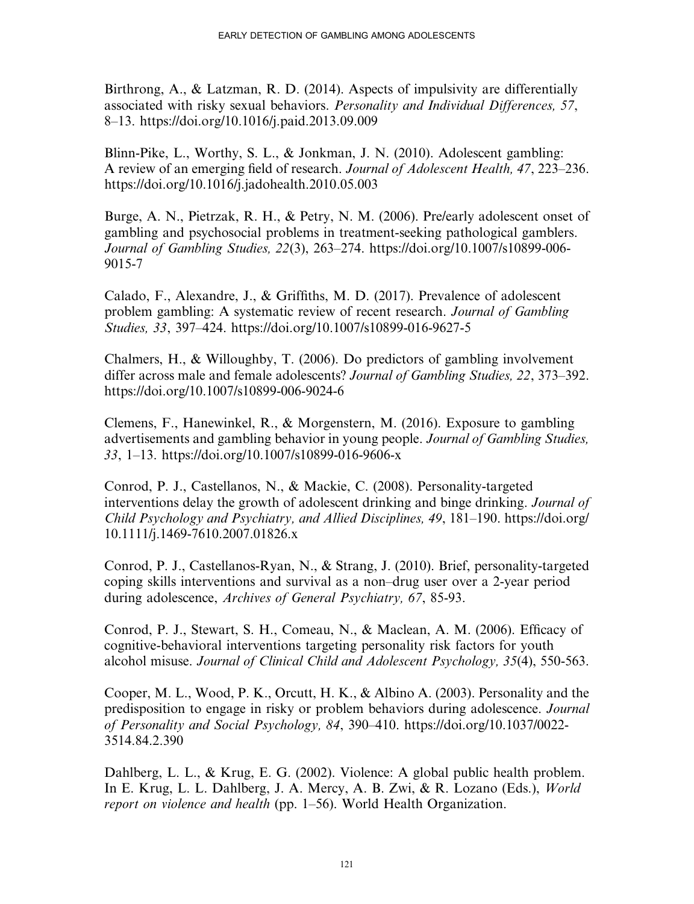Birthrong, A., & Latzman, R. D. (2014). Aspects of impulsivity are differentially associated with risky sexual behaviors. *Personality and Individual Differences, 57*, 8–13. https://doi.org/10.1016/j.paid.2013.09.009

Blinn-Pike, L., Worthy, S. L., & Jonkman, J. N. (2010). Adolescent gambling: A review of an emerging field of research. *Journal of Adolescent Health, 47*, 223–236. https://doi.org/10.1016/j.jadohealth.2010.05.003

Burge, A. N., Pietrzak, R. H., & Petry, N. M. (2006). Pre/early adolescent onset of gambling and psychosocial problems in treatment-seeking pathological gamblers. *Journal of Gambling Studies, 22*(3), 263–274. https://doi.org/10.1007/s10899-006-9015-7

Calado, F., Alexandre, J., & Griffiths, M. D. (2017). Prevalence of adolescent problem gambling: A systematic review of recent research. *Journal of Gambling Studies, 33*, 397–424. https://doi.org/10.1007/s10899-016-9627-5

Chalmers, H., & Willoughby, T. (2006). Do predictors of gambling involvement differ across male and female adolescents? *Journal of Gambling Studies, 22*, 373–392. https://doi.org/10.1007/s10899-006-9024-6

Clemens, F., Hanewinkel, R., & Morgenstern, M. (2016). Exposure to gambling advertisements and gambling behavior in young people. *Journal of Gambling Studies, 33*, 1–13. https://doi.org/10.1007/s10899-016-9606-x

Conrod, P. J., Castellanos, N., & Mackie, C. (2008). Personality-targeted interventions delay the growth of adolescent drinking and binge drinking. *Journal of Child Psychology and Psychiatry, and Allied Disciplines, 49*, 181–190. https://doi.org/10.1111/j.1469-7610.2007.01826.x

Conrod, P. J., Castellanos-Ryan, N., & Strang, J. (2010). Brief, personality-targeted coping skills interventions and survival as a non–drug user over a 2-year period during adolescence, *Archives of General Psychiatry, 67*, 85-93.

Conrod, P. J., Stewart, S. H., Comeau, N., & Maclean, A. M. (2006). Efficacy of cognitive-behavioral interventions targeting personality risk factors for youth alcohol misuse. *Journal of Clinical Child and Adolescent Psychology, 35*(4), 550-563.

Cooper, M. L., Wood, P. K., Orcutt, H. K., & Albino A. (2003). Personality and the predisposition to engage in risky or problem behaviors during adolescence. *Journal of Personality and Social Psychology, 84*, 390–410. https://doi.org/10.1037/0022-3514.84.2.390

Dahlberg, L. L., & Krug, E. G. (2002). Violence: A global public health problem. In E. Krug, L. L. Dahlberg, J. A. Mercy, A. B. Zwi, & R. Lozano (Eds.), *World report on violence and health* (pp. 1–56). World Health Organization.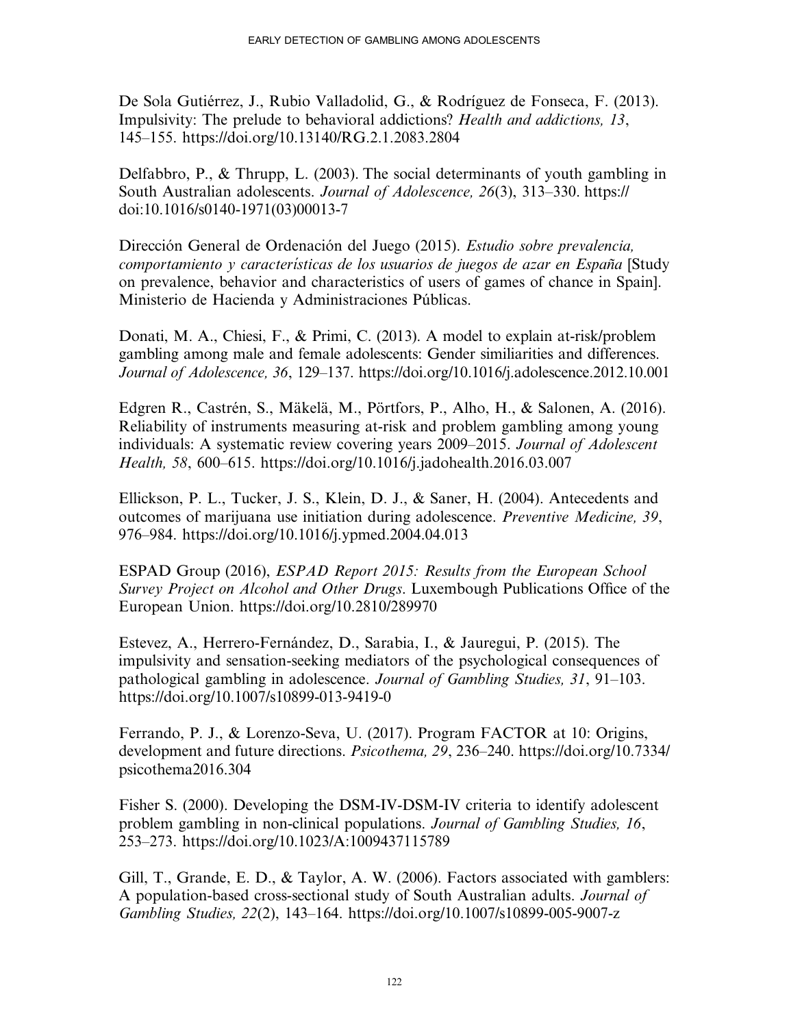De Sola Gutiérrez, J., Rubio Valladolid, G., & Rodríguez de Fonseca, F. (2013). Impulsivity: The prelude to behavioral addictions? *Health and addictions, 13*, 145–155. https://doi.org/10.13140/RG.2.1.2083.2804

Delfabbro, P., & Thrupp, L. (2003). The social determinants of youth gambling in South Australian adolescents. *Journal of Adolescence, 26*(3), 313–330. https://doi:10.1016/s0140-1971(03)00013-7

Dirección General de Ordenación del Juego (2015). *Estudio sobre prevalencia, comportamiento y características de los usuarios de juegos de azar en España* [Study on prevalence, behavior and characteristics of users of games of chance in Spain]. Ministerio de Hacienda y Administraciones Públicas.

Donati, M. A., Chiesi, F., & Primi, C. (2013). A model to explain at-risk/problem gambling among male and female adolescents: Gender similiarities and differences. *Journal of Adolescence, 36*, 129–137. https://doi.org/10.1016/j.adolescence.2012.10.001

Edgren R., Castrén, S., Mäkelä, M., Pörtfors, P., Alho, H., & Salonen, A. (2016). Reliability of instruments measuring at-risk and problem gambling among young individuals: A systematic review covering years 2009–2015. *Journal of Adolescent Health, 58*, 600–615. https://doi.org/10.1016/j.jadohealth.2016.03.007

Ellickson, P. L., Tucker, J. S., Klein, D. J., & Saner, H. (2004). Antecedents and outcomes of marijuana use initiation during adolescence. *Preventive Medicine, 39*, 976–984. https://doi.org/10.1016/j.ypmed.2004.04.013

ESPAD Group (2016), *ESPAD Report 2015: Results from the European School Survey Project on Alcohol and Other Drugs*. Luxembough Publications Office of the European Union. https://doi.org/10.2810/289970

Estevez, A., Herrero-Fernández, D., Sarabia, I., & Jauregui, P. (2015). The impulsivity and sensation-seeking mediators of the psychological consequences of pathological gambling in adolescence. *Journal of Gambling Studies, 31*, 91–103. https://doi.org/10.1007/s10899-013-9419-0

Ferrando, P. J., & Lorenzo-Seva, U. (2017). Program FACTOR at 10: Origins, development and future directions. *Psicothema, 29*, 236–240. https://doi.org/10.7334/psicothema2016.304

Fisher S. (2000). Developing the DSM-IV-DSM-IV criteria to identify adolescent problem gambling in non-clinical populations. *Journal of Gambling Studies, 16*, 253–273. https://doi.org/10.1023/A:1009437115789

Gill, T., Grande, E. D., & Taylor, A. W. (2006). Factors associated with gamblers: A population-based cross-sectional study of South Australian adults. *Journal of Gambling Studies, 22*(2), 143–164. https://doi.org/10.1007/s10899-005-9007-z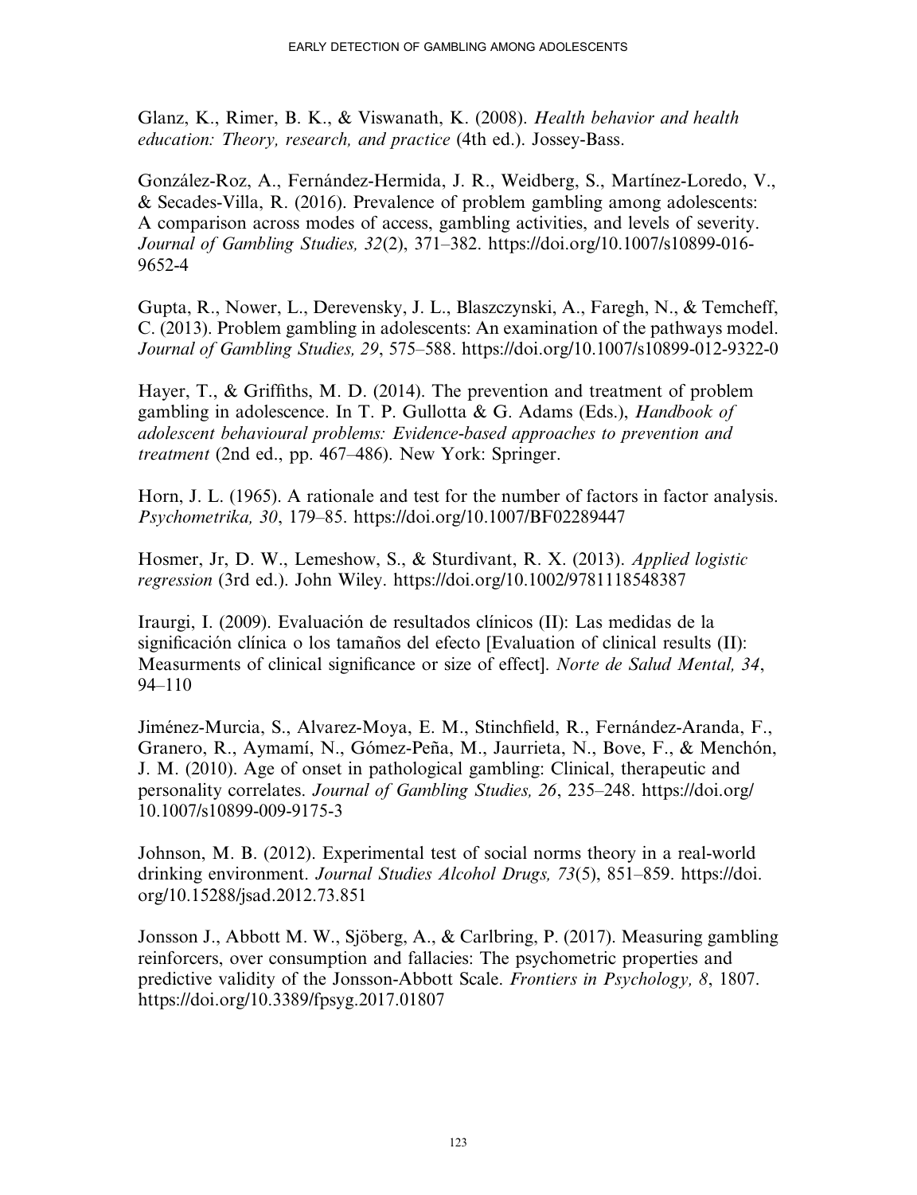Glanz, K., Rimer, B. K., & Viswanath, K. (2008). *Health behavior and health education: Theory, research, and practice* (4th ed.). Jossey-Bass.

González-Roz, A., Fernández-Hermida, J. R., Weidberg, S., Martínez-Loredo, V., & Secades-Villa, R. (2016). Prevalence of problem gambling among adolescents: A comparison across modes of access, gambling activities, and levels of severity. *Journal of Gambling Studies, 32*(2), 371–382. https://doi.org/10.1007/s10899-016-9652-4

Gupta, R., Nower, L., Derevensky, J. L., Blaszczynski, A., Faregh, N., & Temcheff, C. (2013). Problem gambling in adolescents: An examination of the pathways model. *Journal of Gambling Studies, 29*, 575–588. https://doi.org/10.1007/s10899-012-9322-0

Hayer, T., & Griffiths, M. D. (2014). The prevention and treatment of problem gambling in adolescence. In T. P. Gullotta & G. Adams (Eds.), *Handbook of adolescent behavioural problems: Evidence-based approaches to prevention and treatment* (2nd ed., pp. 467–486). New York: Springer.

Horn, J. L. (1965). A rationale and test for the number of factors in factor analysis. *Psychometrika, 30*, 179–85. https://doi.org/10.1007/BF02289447

Hosmer, Jr, D. W., Lemeshow, S., & Sturdivant, R. X. (2013). *Applied logistic regression* (3rd ed.). John Wiley. https://doi.org/10.1002/9781118548387

Iraurgi, I. (2009). Evaluación de resultados clínicos (II): Las medidas de la significación clínica o los tamaños del efecto [Evaluation of clinical results (II): Measurments of clinical significance or size of effect]. *Norte de Salud Mental, 34*, 94–110

Jiménez-Murcia, S., Alvarez-Moya, E. M., Stinchfield, R., Fernández-Aranda, F., Granero, R., Aymamí, N., Gómez-Peña, M., Jaurrieta, N., Bove, F., & Menchón, J. M. (2010). Age of onset in pathological gambling: Clinical, therapeutic and personality correlates. *Journal of Gambling Studies, 26*, 235–248. https://doi.org/10.1007/s10899-009-9175-3

Johnson, M. B. (2012). Experimental test of social norms theory in a real-world drinking environment. *Journal Studies Alcohol Drugs, 73*(5), 851–859. https://doi.org/10.15288/jsad.2012.73.851

Jonsson J., Abbott M. W., Sjöberg, A., & Carlbring, P. (2017). Measuring gambling reinforcers, over consumption and fallacies: The psychometric properties and predictive validity of the Jonsson-Abbott Scale. *Frontiers in Psychology, 8*, 1807. https://doi.org/10.3389/fpsyg.2017.01807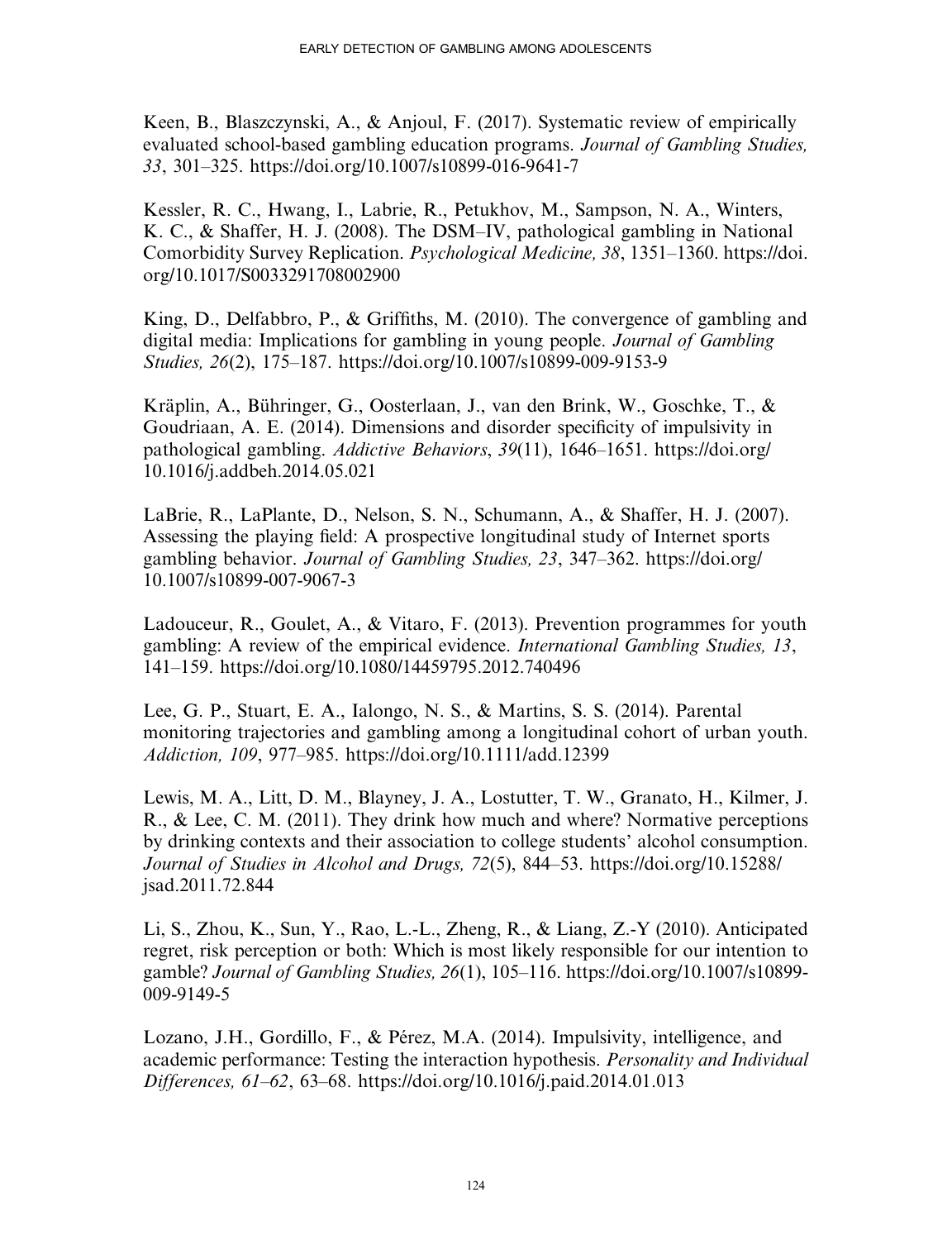Keen, B., Blaszczynski, A., & Anjoul, F. (2017). Systematic review of empirically evaluated school-based gambling education programs. *Journal of Gambling Studies, 33*, 301–325. https://doi.org/10.1007/s10899-016-9641-7

Kessler, R. C., Hwang, I., Labrie, R., Petukhov, M., Sampson, N. A., Winters, K. C., & Shaffer, H. J. (2008). The DSM–IV, pathological gambling in National Comorbidity Survey Replication. *Psychological Medicine, 38*, 1351–1360. https://doi.org/10.1017/S0033291708002900

King, D., Delfabbro, P., & Griffiths, M. (2010). The convergence of gambling and digital media: Implications for gambling in young people. *Journal of Gambling Studies, 26*(2), 175–187. https://doi.org/10.1007/s10899-009-9153-9

Kräplin, A., Bühringer, G., Oosterlaan, J., van den Brink, W., Goschke, T., & Goudriaan, A. E. (2014). Dimensions and disorder specificity of impulsivity in pathological gambling. *Addictive Behaviors*, *39*(11), 1646–1651. https://doi.org/10.1016/j.addbeh.2014.05.021

LaBrie, R., LaPlante, D., Nelson, S. N., Schumann, A., & Shaffer, H. J. (2007). Assessing the playing field: A prospective longitudinal study of Internet sports gambling behavior. *Journal of Gambling Studies, 23*, 347–362. https://doi.org/10.1007/s10899-007-9067-3

Ladouceur, R., Goulet, A., & Vitaro, F. (2013). Prevention programmes for youth gambling: A review of the empirical evidence. *International Gambling Studies, 13*, 141–159. https://doi.org/10.1080/14459795.2012.740496

Lee, G. P., Stuart, E. A., Ialongo, N. S., & Martins, S. S. (2014). Parental monitoring trajectories and gambling among a longitudinal cohort of urban youth. *Addiction, 109*, 977–985. https://doi.org/10.1111/add.12399

Lewis, M. A., Litt, D. M., Blayney, J. A., Lostutter, T. W., Granato, H., Kilmer, J. R., & Lee, C. M. (2011). They drink how much and where? Normative perceptions by drinking contexts and their association to college students' alcohol consumption. *Journal of Studies in Alcohol and Drugs, 72*(5), 844–53. https://doi.org/10.15288/jsad.2011.72.844

Li, S., Zhou, K., Sun, Y., Rao, L.-L., Zheng, R., & Liang, Z.-Y (2010). Anticipated regret, risk perception or both: Which is most likely responsible for our intention to gamble? *Journal of Gambling Studies, 26*(1), 105–116. https://doi.org/10.1007/s10899-009-9149-5

Lozano, J.H., Gordillo, F., & Pérez, M.A. (2014). Impulsivity, intelligence, and academic performance: Testing the interaction hypothesis. *Personality and Individual Differences, 61–62*, 63–68. https://doi.org/10.1016/j.paid.2014.01.013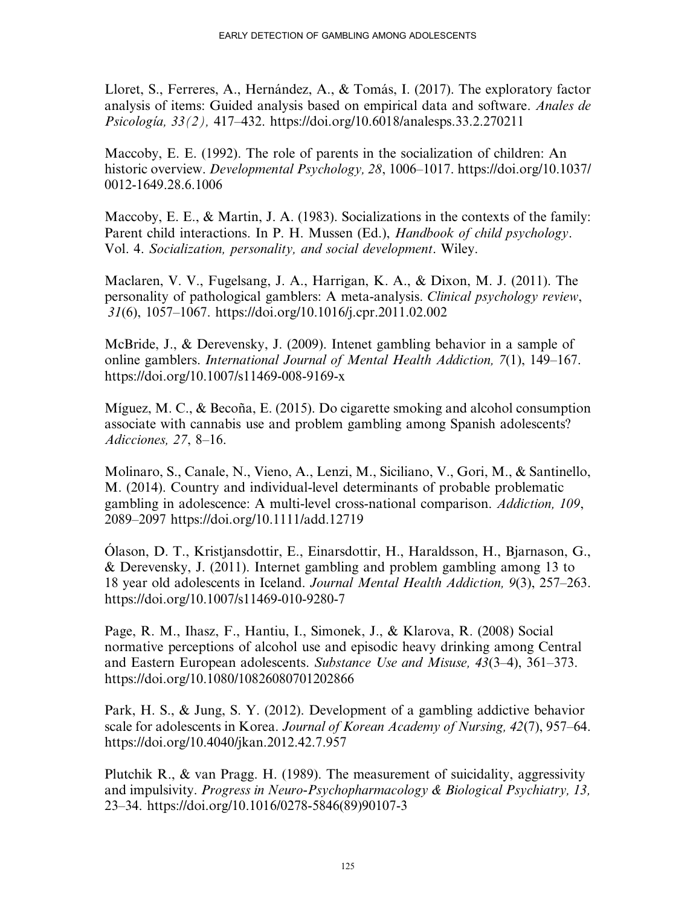Lloret, S., Ferreres, A., Hernández, A., & Tomás, I. (2017). The exploratory factor analysis of items: Guided analysis based on empirical data and software. *Anales de Psicología, 33(2),* 417–432. https://doi.org/10.6018/analesps.33.2.270211

Maccoby, E. E. (1992). The role of parents in the socialization of children: An historic overview. *Developmental Psychology, 28*, 1006–1017. https://doi.org/10.1037/0012-1649.28.6.1006

Maccoby, E. E., & Martin, J. A. (1983). Socializations in the contexts of the family: Parent child interactions. In P. H. Mussen (Ed.), *Handbook of child psychology*. Vol. 4. *Socialization, personality, and social development*. Wiley.

Maclaren, V. V., Fugelsang, J. A., Harrigan, K. A., & Dixon, M. J. (2011). The personality of pathological gamblers: A meta-analysis. *Clinical psychology review*, *31*(6), 1057–1067. https://doi.org/10.1016/j.cpr.2011.02.002

McBride, J., & Derevensky, J. (2009). Intenet gambling behavior in a sample of online gamblers. *International Journal of Mental Health Addiction, 7*(1), 149–167. https://doi.org/10.1007/s11469-008-9169-x

Míguez, M. C., & Becoña, E. (2015). Do cigarette smoking and alcohol consumption associate with cannabis use and problem gambling among Spanish adolescents? *Adicciones, 27*, 8–16.

Molinaro, S., Canale, N., Vieno, A., Lenzi, M., Siciliano, V., Gori, M., & Santinello, M. (2014). Country and individual-level determinants of probable problematic gambling in adolescence: A multi-level cross-national comparison. *Addiction, 109*, 2089–2097 https://doi.org/10.1111/add.12719

Ólason, D. T., Kristjansdottir, E., Einarsdottir, H., Haraldsson, H., Bjarnason, G., & Derevensky, J. (2011). Internet gambling and problem gambling among 13 to 18 year old adolescents in Iceland. *Journal Mental Health Addiction, 9*(3), 257–263. https://doi.org/10.1007/s11469-010-9280-7

Page, R. M., Ihasz, F., Hantiu, I., Simonek, J., & Klarova, R. (2008) Social normative perceptions of alcohol use and episodic heavy drinking among Central and Eastern European adolescents. *Substance Use and Misuse, 43*(3–4), 361–373. https://doi.org/10.1080/10826080701202866

Park, H. S., & Jung, S. Y. (2012). Development of a gambling addictive behavior scale for adolescents in Korea. *Journal of Korean Academy of Nursing, 42*(7), 957–64. https://doi.org/10.4040/jkan.2012.42.7.957

Plutchik R., & van Pragg. H. (1989). The measurement of suicidality, aggressivity and impulsivity. *Progress in Neuro-Psychopharmacology & Biological Psychiatry, 13,* 23–34. https://doi.org/10.1016/0278-5846(89)90107-3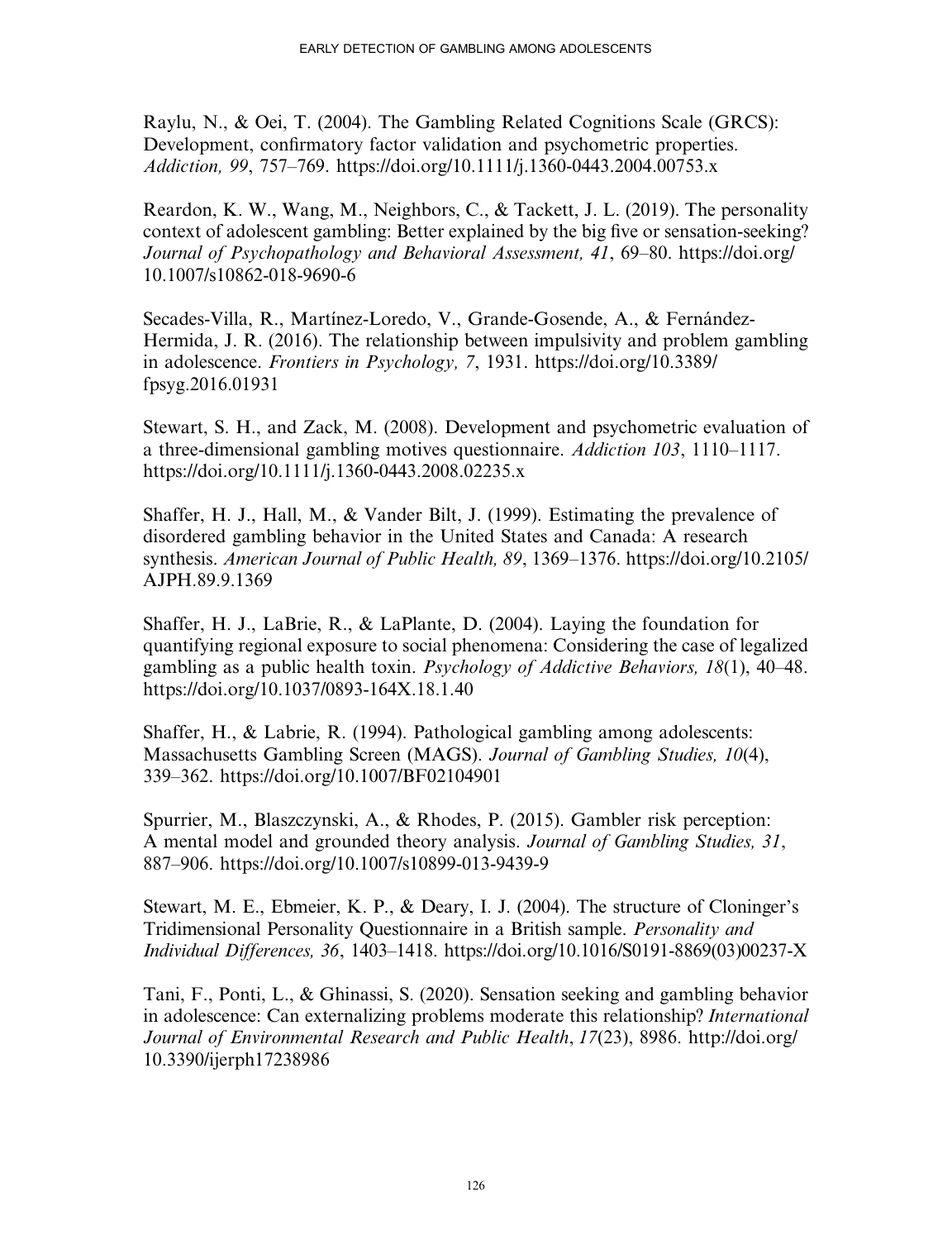Raylu, N., & Oei, T. (2004). The Gambling Related Cognitions Scale (GRCS): Development, confirmatory factor validation and psychometric properties. *Addiction, 99*, 757–769. https://doi.org/10.1111/j.1360-0443.2004.00753.x

Reardon, K. W., Wang, M., Neighbors, C., & Tackett, J. L. (2019). The personality context of adolescent gambling: Better explained by the big five or sensation-seeking? *Journal of Psychopathology and Behavioral Assessment, 41*, 69–80. https://doi.org/10.1007/s10862-018-9690-6

Secades-Villa, R., Martínez-Loredo, V., Grande-Gosende, A., & Fernández-Hermida, J. R. (2016). The relationship between impulsivity and problem gambling in adolescence. *Frontiers in Psychology, 7*, 1931. https://doi.org/10.3389/fpsyg.2016.01931

Stewart, S. H., and Zack, M. (2008). Development and psychometric evaluation of a three-dimensional gambling motives questionnaire. *Addiction 103*, 1110–1117. https://doi.org/10.1111/j.1360-0443.2008.02235.x

Shaffer, H. J., Hall, M., & Vander Bilt, J. (1999). Estimating the prevalence of disordered gambling behavior in the United States and Canada: A research synthesis. *American Journal of Public Health, 89*, 1369–1376. https://doi.org/10.2105/AJPH.89.9.1369

Shaffer, H. J., LaBrie, R., & LaPlante, D. (2004). Laying the foundation for quantifying regional exposure to social phenomena: Considering the case of legalized gambling as a public health toxin. *Psychology of Addictive Behaviors, 18*(1), 40–48. https://doi.org/10.1037/0893-164X.18.1.40

Shaffer, H., & Labrie, R. (1994). Pathological gambling among adolescents: Massachusetts Gambling Screen (MAGS). *Journal of Gambling Studies, 10*(4), 339–362. https://doi.org/10.1007/BF02104901

Spurrier, M., Blaszczynski, A., & Rhodes, P. (2015). Gambler risk perception: A mental model and grounded theory analysis. *Journal of Gambling Studies, 31*, 887–906. https://doi.org/10.1007/s10899-013-9439-9

Stewart, M. E., Ebmeier, K. P., & Deary, I. J. (2004). The structure of Cloninger's Tridimensional Personality Questionnaire in a British sample. *Personality and Individual Differences, 36*, 1403–1418. https://doi.org/10.1016/S0191-8869(03)00237-X

Tani, F., Ponti, L., & Ghinassi, S. (2020). Sensation seeking and gambling behavior in adolescence: Can externalizing problems moderate this relationship? *International Journal of Environmental Research and Public Health*, *17*(23), 8986. http://doi.org/10.3390/ijerph17238986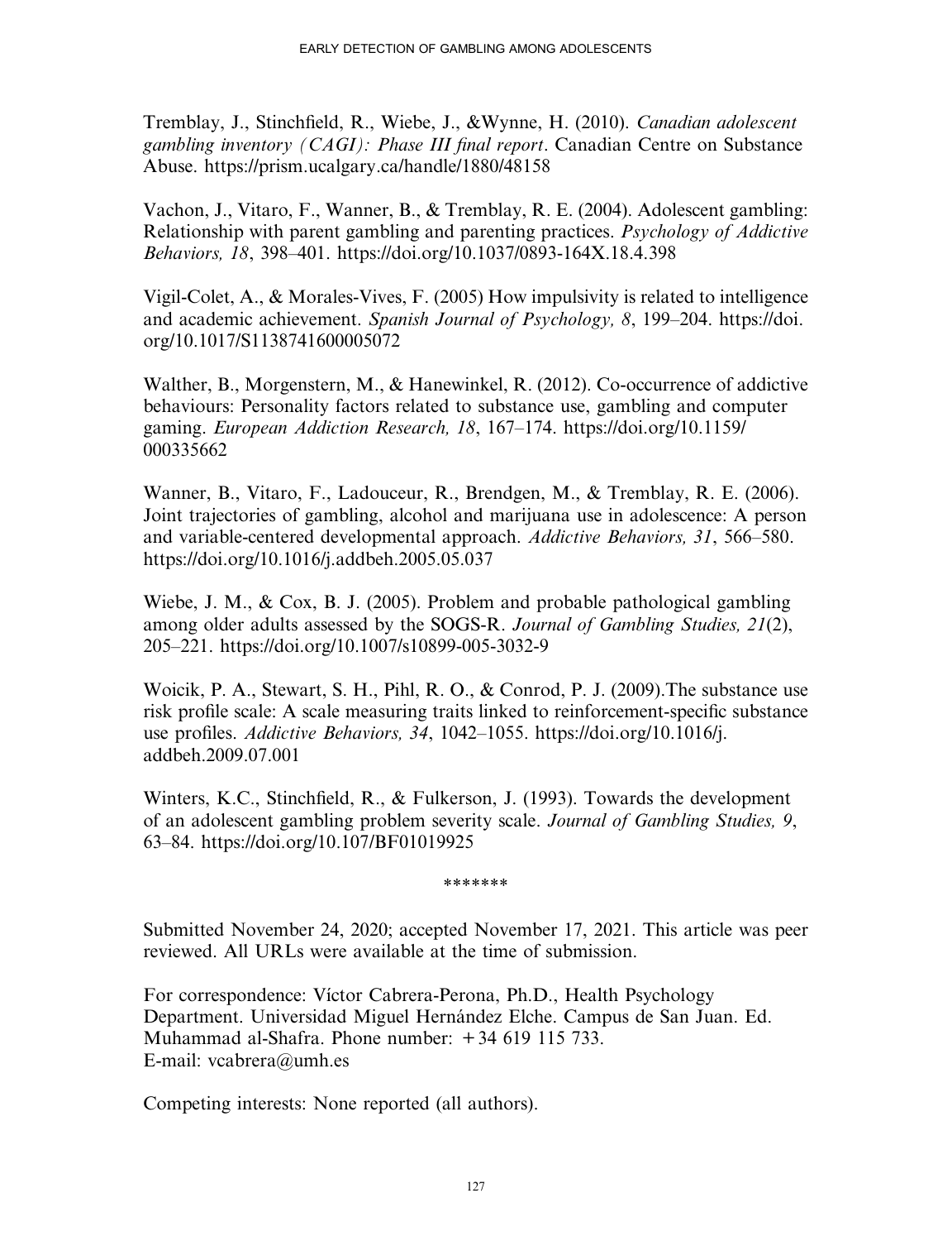Tremblay, J., Stinchfield, R., Wiebe, J., &Wynne, H. (2010). *Canadian adolescent gambling inventory (CAGI): Phase III final report*. Canadian Centre on Substance Abuse. https://prism.ucalgary.ca/handle/1880/48158

Vachon, J., Vitaro, F., Wanner, B., & Tremblay, R. E. (2004). Adolescent gambling: Relationship with parent gambling and parenting practices. *Psychology of Addictive Behaviors, 18*, 398–401. https://doi.org/10.1037/0893-164X.18.4.398

Vigil-Colet, A., & Morales-Vives, F. (2005) How impulsivity is related to intelligence and academic achievement. *Spanish Journal of Psychology, 8*, 199–204. https://doi.org/10.1017/S1138741600005072

Walther, B., Morgenstern, M., & Hanewinkel, R. (2012). Co-occurrence of addictive behaviours: Personality factors related to substance use, gambling and computer gaming. *European Addiction Research, 18*, 167–174. https://doi.org/10.1159/000335662

Wanner, B., Vitaro, F., Ladouceur, R., Brendgen, M., & Tremblay, R. E. (2006). Joint trajectories of gambling, alcohol and marijuana use in adolescence: A person and variable-centered developmental approach. *Addictive Behaviors, 31*, 566–580. https://doi.org/10.1016/j.addbeh.2005.05.037

Wiebe, J. M., & Cox, B. J. (2005). Problem and probable pathological gambling among older adults assessed by the SOGS-R. *Journal of Gambling Studies, 21*(2), 205–221. https://doi.org/10.1007/s10899-005-3032-9

Woicik, P. A., Stewart, S. H., Pihl, R. O., & Conrod, P. J. (2009).The substance use risk profile scale: A scale measuring traits linked to reinforcement-specific substance use profiles. *Addictive Behaviors, 34*, 1042–1055. https://doi.org/10.1016/j.addbeh.2009.07.001

Winters, K.C., Stinchfield, R., & Fulkerson, J. (1993). Towards the development of an adolescent gambling problem severity scale. *Journal of Gambling Studies, 9*, 63–84. https://doi.org/10.107/BF01019925

*******

Submitted November 24, 2020; accepted November 17, 2021. This article was peer reviewed. All URLs were available at the time of submission.

For correspondence: Víctor Cabrera-Perona, Ph.D., Health Psychology Department. Universidad Miguel Hernández Elche. Campus de San Juan. Ed. Muhammad al-Shafra. Phone number: +34 619 115 733.
E-mail: vcabrera@umh.es

Competing interests: None reported (all authors).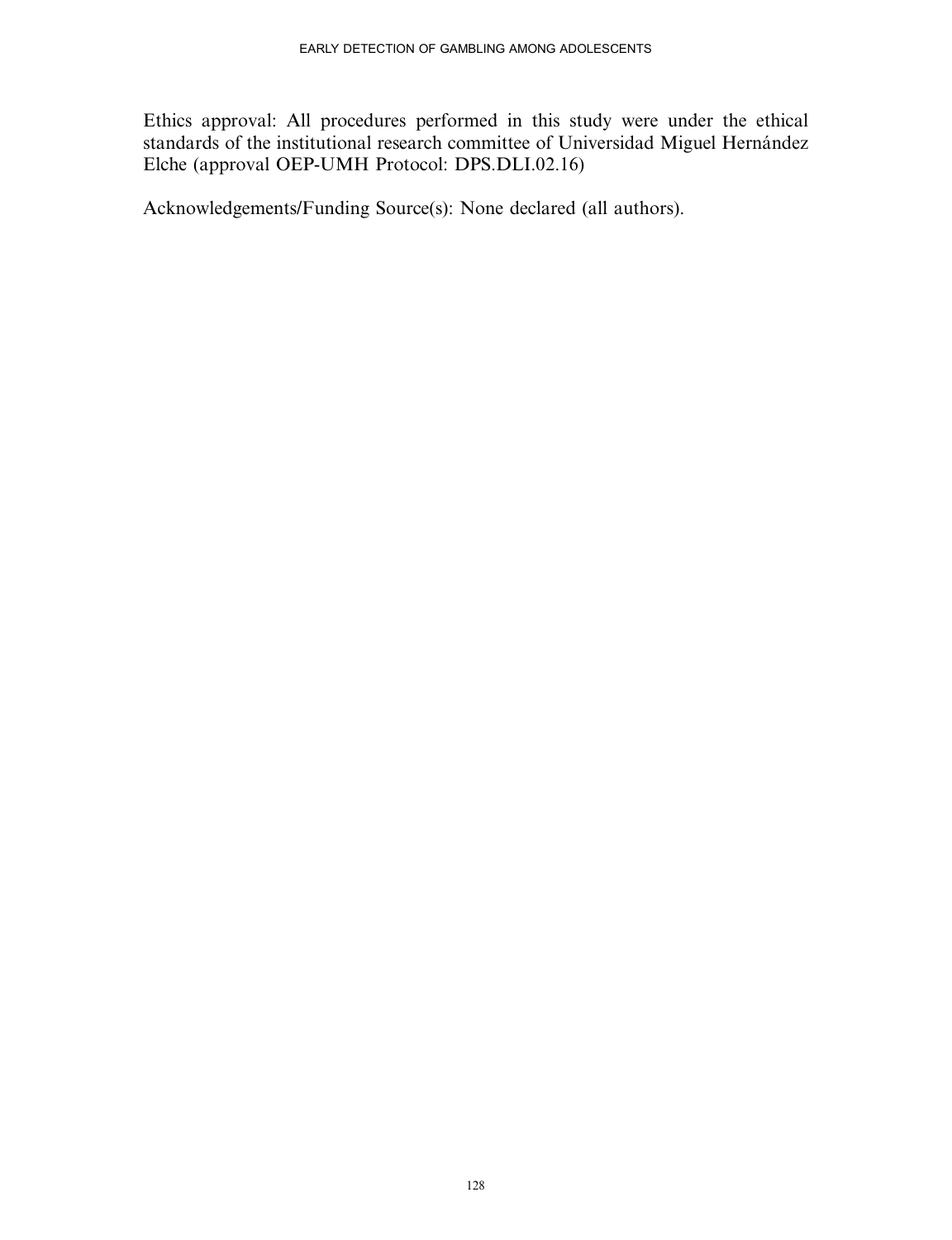Ethics approval: All procedures performed in this study were under the ethical standards of the institutional research committee of Universidad Miguel Hernández Elche (approval OEP-UMH Protocol: DPS.DLI.02.16)

Acknowledgements/Funding Source(s): None declared (all authors).